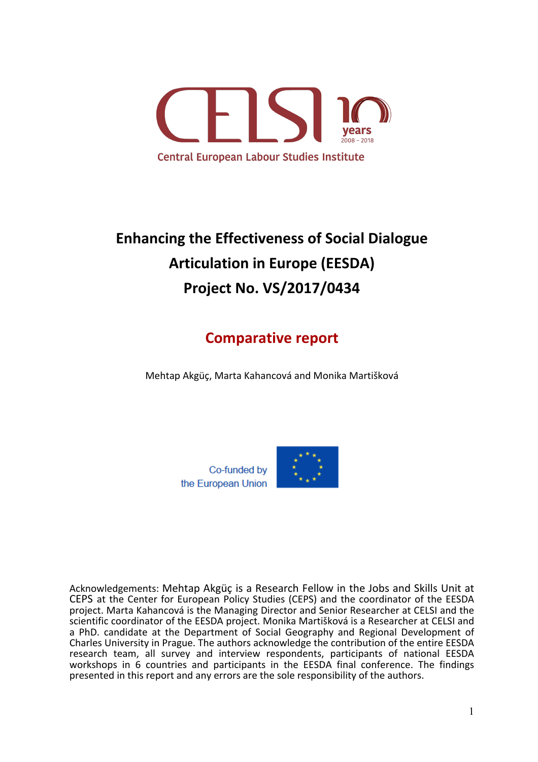CELSI 10 years 2008 – 2018

Central European Labour Studies Institute

# Enhancing the Effectiveness of Social Dialogue Articulation in Europe (EESDA)

# Project No. VS/2017/0434

## Comparative report

Mehtap Akgüç, Marta Kahancová and Monika Martišková

Co-funded by the European Union

Acknowledgements: Mehtap Akgüç is a Research Fellow in the Jobs and Skills Unit at CEPS at the Center for European Policy Studies (CEPS) and the coordinator of the EESDA project. Marta Kahancová is the Managing Director and Senior Researcher at CELSI and the scientific coordinator of the EESDA project. Monika Martišková is a Researcher at CELSI and a PhD. candidate at the Department of Social Geography and Regional Development of Charles University in Prague. The authors acknowledge the contribution of the entire EESDA research team, all survey and interview respondents, participants of national EESDA workshops in 6 countries and participants in the EESDA final conference. The findings presented in this report and any errors are the sole responsibility of the authors.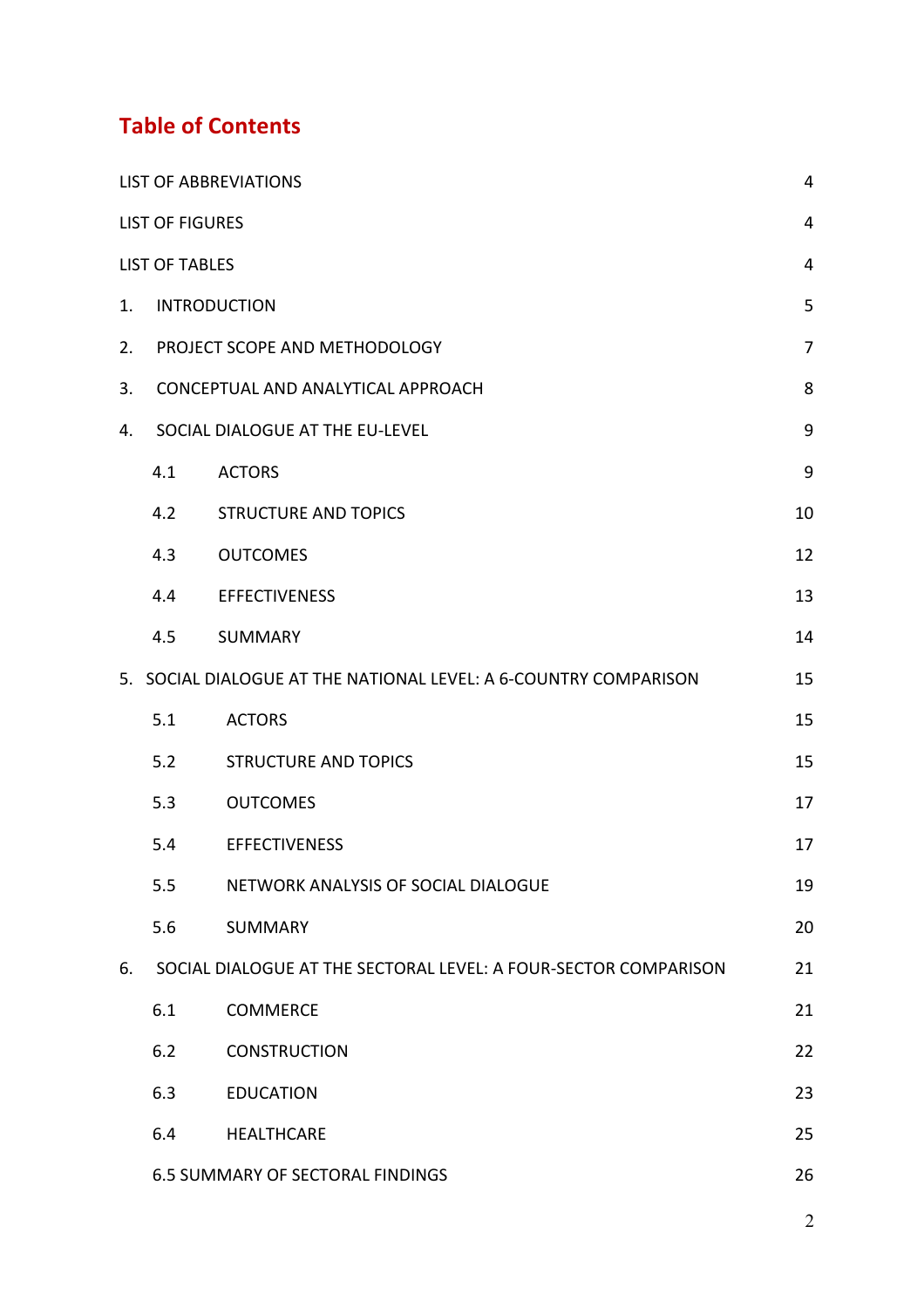# Table of Contents

| | |
|---|---|
| LIST OF ABBREVIATIONS | 4 |
| LIST OF FIGURES | 4 |
| LIST OF TABLES | 4 |
| 1. INTRODUCTION | 5 |
| 2. PROJECT SCOPE AND METHODOLOGY | 7 |
| 3. CONCEPTUAL AND ANALYTICAL APPROACH | 8 |
| 4. SOCIAL DIALOGUE AT THE EU-LEVEL | 9 |
| 4.1 ACTORS | 9 |
| 4.2 STRUCTURE AND TOPICS | 10 |
| 4.3 OUTCOMES | 12 |
| 4.4 EFFECTIVENESS | 13 |
| 4.5 SUMMARY | 14 |
| 5. SOCIAL DIALOGUE AT THE NATIONAL LEVEL: A 6-COUNTRY COMPARISON | 15 |
| 5.1 ACTORS | 15 |
| 5.2 STRUCTURE AND TOPICS | 15 |
| 5.3 OUTCOMES | 17 |
| 5.4 EFFECTIVENESS | 17 |
| 5.5 NETWORK ANALYSIS OF SOCIAL DIALOGUE | 19 |
| 5.6 SUMMARY | 20 |
| 6. SOCIAL DIALOGUE AT THE SECTORAL LEVEL: A FOUR-SECTOR COMPARISON | 21 |
| 6.1 COMMERCE | 21 |
| 6.2 CONSTRUCTION | 22 |
| 6.3 EDUCATION | 23 |
| 6.4 HEALTHCARE | 25 |
| 6.5 SUMMARY OF SECTORAL FINDINGS | 26 |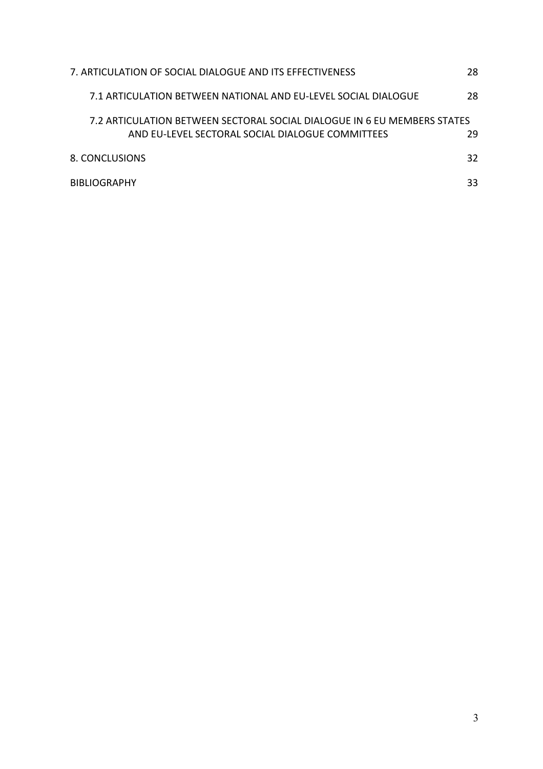7. ARTICULATION OF SOCIAL DIALOGUE AND ITS EFFECTIVENESS 28

7.1 ARTICULATION BETWEEN NATIONAL AND EU-LEVEL SOCIAL DIALOGUE 28

7.2 ARTICULATION BETWEEN SECTORAL SOCIAL DIALOGUE IN 6 EU MEMBERS STATES AND EU-LEVEL SECTORAL SOCIAL DIALOGUE COMMITTEES 29

8. CONCLUSIONS 32

BIBLIOGRAPHY 33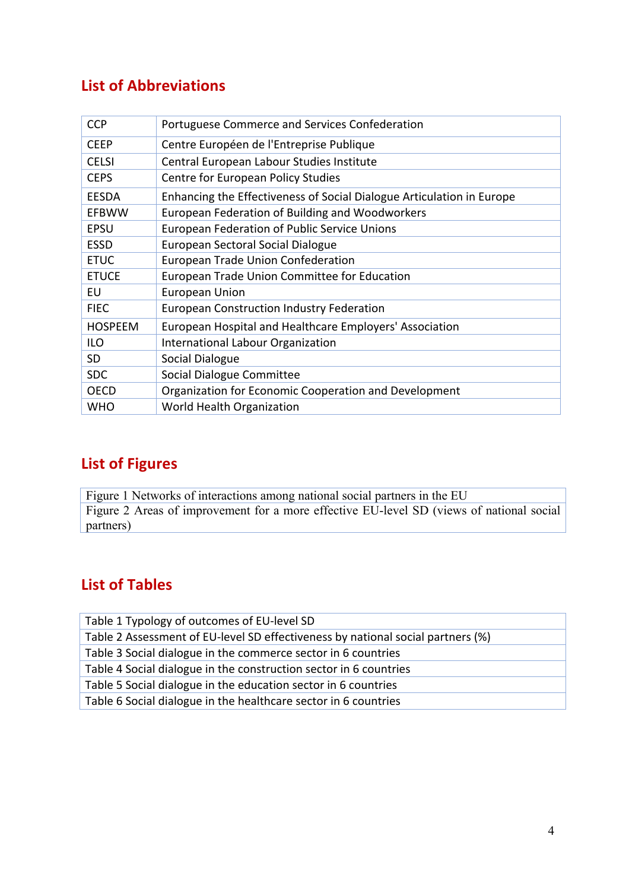## List of Abbreviations

| | |
|---|---|
| CCP | Portuguese Commerce and Services Confederation |
| CEEP | Centre Européen de l'Entreprise Publique |
| CELSI | Central European Labour Studies Institute |
| CEPS | Centre for European Policy Studies |
| EESDA | Enhancing the Effectiveness of Social Dialogue Articulation in Europe |
| EFBWW | European Federation of Building and Woodworkers |
| EPSU | European Federation of Public Service Unions |
| ESSD | European Sectoral Social Dialogue |
| ETUC | European Trade Union Confederation |
| ETUCE | European Trade Union Committee for Education |
| EU | European Union |
| FIEC | European Construction Industry Federation |
| HOSPEEM | European Hospital and Healthcare Employers' Association |
| ILO | International Labour Organization |
| SD | Social Dialogue |
| SDC | Social Dialogue Committee |
| OECD | Organization for Economic Cooperation and Development |
| WHO | World Health Organization |

## List of Figures

Figure 1 Networks of interactions among national social partners in the EU

Figure 2 Areas of improvement for a more effective EU-level SD (views of national social partners)

## List of Tables

Table 1 Typology of outcomes of EU-level SD

Table 2 Assessment of EU-level SD effectiveness by national social partners (%)

Table 3 Social dialogue in the commerce sector in 6 countries

Table 4 Social dialogue in the construction sector in 6 countries

Table 5 Social dialogue in the education sector in 6 countries

Table 6 Social dialogue in the healthcare sector in 6 countries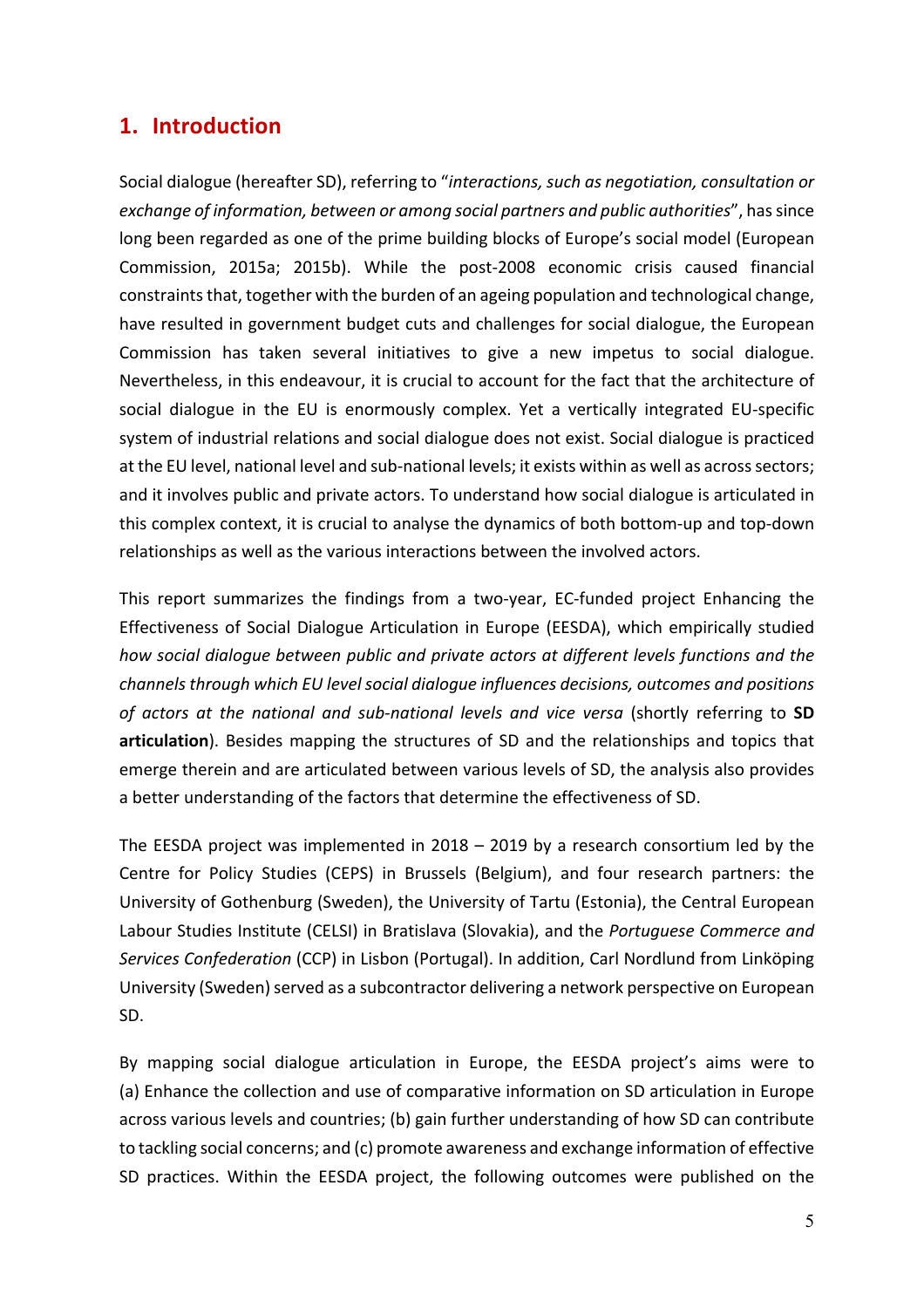## 1. Introduction

Social dialogue (hereafter SD), referring to "*interactions, such as negotiation, consultation or exchange of information, between or among social partners and public authorities*", has since long been regarded as one of the prime building blocks of Europe's social model (European Commission, 2015a; 2015b). While the post-2008 economic crisis caused financial constraints that, together with the burden of an ageing population and technological change, have resulted in government budget cuts and challenges for social dialogue, the European Commission has taken several initiatives to give a new impetus to social dialogue. Nevertheless, in this endeavour, it is crucial to account for the fact that the architecture of social dialogue in the EU is enormously complex. Yet a vertically integrated EU-specific system of industrial relations and social dialogue does not exist. Social dialogue is practiced at the EU level, national level and sub-national levels; it exists within as well as across sectors; and it involves public and private actors. To understand how social dialogue is articulated in this complex context, it is crucial to analyse the dynamics of both bottom-up and top-down relationships as well as the various interactions between the involved actors.

This report summarizes the findings from a two-year, EC-funded project Enhancing the Effectiveness of Social Dialogue Articulation in Europe (EESDA), which empirically studied *how social dialogue between public and private actors at different levels functions and the channels through which EU level social dialogue influences decisions, outcomes and positions of actors at the national and sub-national levels and vice versa* (shortly referring to **SD articulation**). Besides mapping the structures of SD and the relationships and topics that emerge therein and are articulated between various levels of SD, the analysis also provides a better understanding of the factors that determine the effectiveness of SD.

The EESDA project was implemented in 2018 – 2019 by a research consortium led by the Centre for Policy Studies (CEPS) in Brussels (Belgium), and four research partners: the University of Gothenburg (Sweden), the University of Tartu (Estonia), the Central European Labour Studies Institute (CELSI) in Bratislava (Slovakia), and the *Portuguese Commerce and Services Confederation* (CCP) in Lisbon (Portugal). In addition, Carl Nordlund from Linköping University (Sweden) served as a subcontractor delivering a network perspective on European SD.

By mapping social dialogue articulation in Europe, the EESDA project's aims were to (a) Enhance the collection and use of comparative information on SD articulation in Europe across various levels and countries; (b) gain further understanding of how SD can contribute to tackling social concerns; and (c) promote awareness and exchange information of effective SD practices. Within the EESDA project, the following outcomes were published on the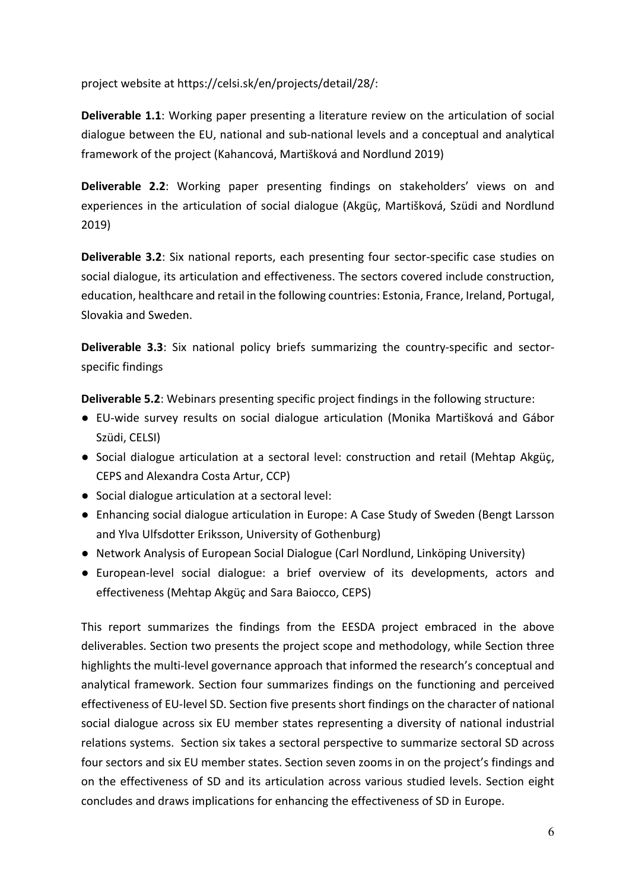project website at https://celsi.sk/en/projects/detail/28/:

**Deliverable 1.1**: Working paper presenting a literature review on the articulation of social dialogue between the EU, national and sub-national levels and a conceptual and analytical framework of the project (Kahancová, Martišková and Nordlund 2019)

**Deliverable 2.2**: Working paper presenting findings on stakeholders' views on and experiences in the articulation of social dialogue (Akgüç, Martišková, Szüdi and Nordlund 2019)

**Deliverable 3.2**: Six national reports, each presenting four sector-specific case studies on social dialogue, its articulation and effectiveness. The sectors covered include construction, education, healthcare and retail in the following countries: Estonia, France, Ireland, Portugal, Slovakia and Sweden.

**Deliverable 3.3**: Six national policy briefs summarizing the country-specific and sector-specific findings

**Deliverable 5.2**: Webinars presenting specific project findings in the following structure:

- EU-wide survey results on social dialogue articulation (Monika Martišková and Gábor Szüdi, CELSI)
- Social dialogue articulation at a sectoral level: construction and retail (Mehtap Akgüç, CEPS and Alexandra Costa Artur, CCP)
- Social dialogue articulation at a sectoral level:
- Enhancing social dialogue articulation in Europe: A Case Study of Sweden (Bengt Larsson and Ylva Ulfsdotter Eriksson, University of Gothenburg)
- Network Analysis of European Social Dialogue (Carl Nordlund, Linköping University)
- European-level social dialogue: a brief overview of its developments, actors and effectiveness (Mehtap Akgüç and Sara Baiocco, CEPS)

This report summarizes the findings from the EESDA project embraced in the above deliverables. Section two presents the project scope and methodology, while Section three highlights the multi-level governance approach that informed the research's conceptual and analytical framework. Section four summarizes findings on the functioning and perceived effectiveness of EU-level SD. Section five presents short findings on the character of national social dialogue across six EU member states representing a diversity of national industrial relations systems. Section six takes a sectoral perspective to summarize sectoral SD across four sectors and six EU member states. Section seven zooms in on the project's findings and on the effectiveness of SD and its articulation across various studied levels. Section eight concludes and draws implications for enhancing the effectiveness of SD in Europe.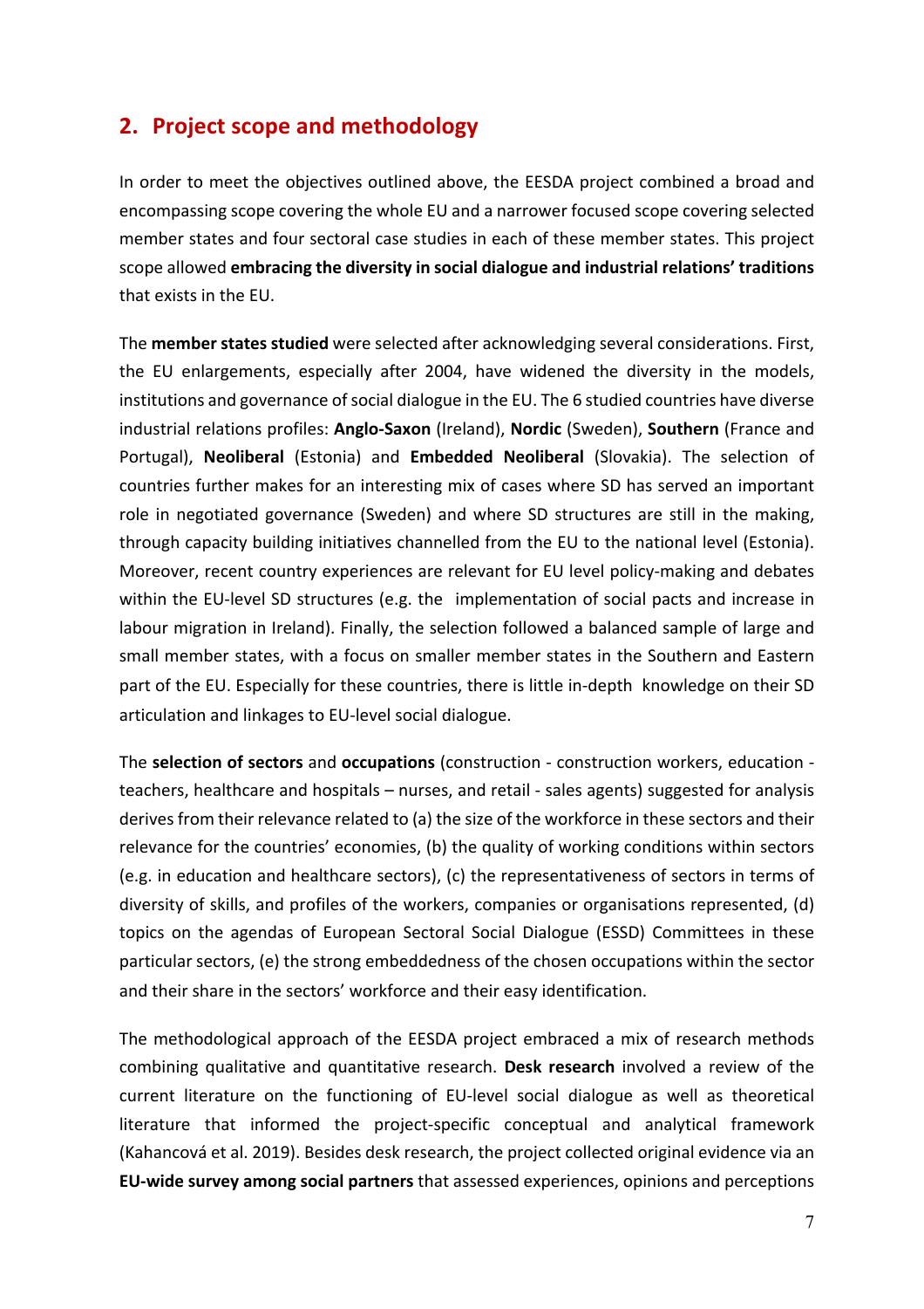## 2. Project scope and methodology

In order to meet the objectives outlined above, the EESDA project combined a broad and encompassing scope covering the whole EU and a narrower focused scope covering selected member states and four sectoral case studies in each of these member states. This project scope allowed **embracing the diversity in social dialogue and industrial relations' traditions** that exists in the EU.

The **member states studied** were selected after acknowledging several considerations. First, the EU enlargements, especially after 2004, have widened the diversity in the models, institutions and governance of social dialogue in the EU. The 6 studied countries have diverse industrial relations profiles: **Anglo-Saxon** (Ireland), **Nordic** (Sweden), **Southern** (France and Portugal), **Neoliberal** (Estonia) and **Embedded Neoliberal** (Slovakia). The selection of countries further makes for an interesting mix of cases where SD has served an important role in negotiated governance (Sweden) and where SD structures are still in the making, through capacity building initiatives channelled from the EU to the national level (Estonia). Moreover, recent country experiences are relevant for EU level policy-making and debates within the EU-level SD structures (e.g. the implementation of social pacts and increase in labour migration in Ireland). Finally, the selection followed a balanced sample of large and small member states, with a focus on smaller member states in the Southern and Eastern part of the EU. Especially for these countries, there is little in-depth knowledge on their SD articulation and linkages to EU-level social dialogue.

The **selection of sectors** and **occupations** (construction - construction workers, education - teachers, healthcare and hospitals – nurses, and retail - sales agents) suggested for analysis derives from their relevance related to (a) the size of the workforce in these sectors and their relevance for the countries' economies, (b) the quality of working conditions within sectors (e.g. in education and healthcare sectors), (c) the representativeness of sectors in terms of diversity of skills, and profiles of the workers, companies or organisations represented, (d) topics on the agendas of European Sectoral Social Dialogue (ESSD) Committees in these particular sectors, (e) the strong embeddedness of the chosen occupations within the sector and their share in the sectors' workforce and their easy identification.

The methodological approach of the EESDA project embraced a mix of research methods combining qualitative and quantitative research. **Desk research** involved a review of the current literature on the functioning of EU-level social dialogue as well as theoretical literature that informed the project-specific conceptual and analytical framework (Kahancová et al. 2019). Besides desk research, the project collected original evidence via an **EU-wide survey among social partners** that assessed experiences, opinions and perceptions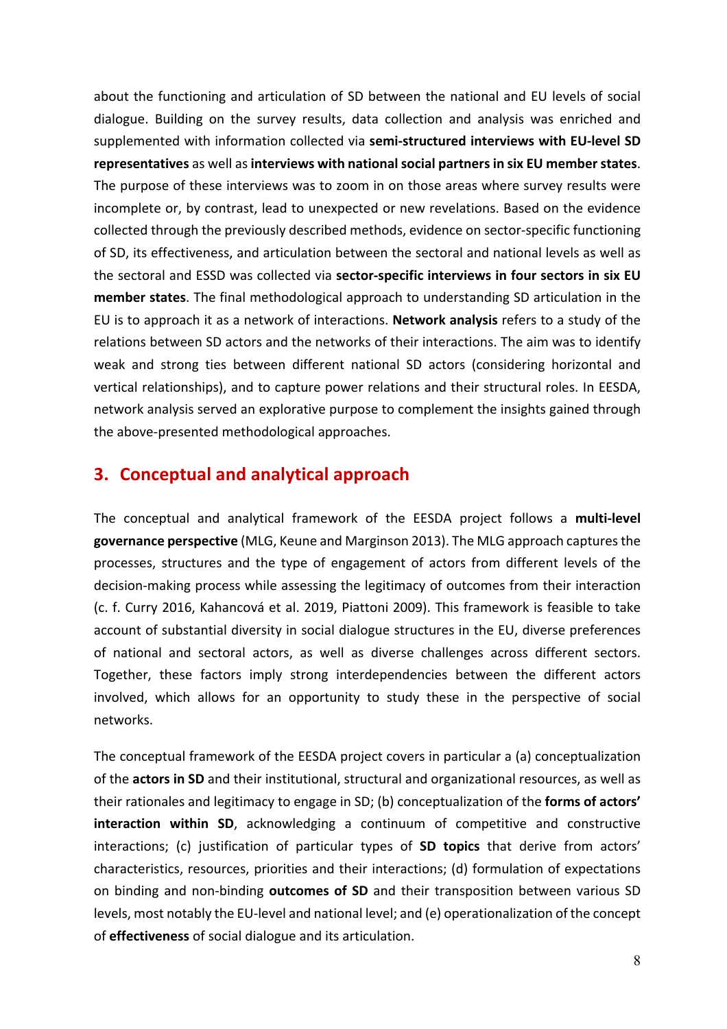about the functioning and articulation of SD between the national and EU levels of social dialogue. Building on the survey results, data collection and analysis was enriched and supplemented with information collected via **semi-structured interviews with EU-level SD representatives** as well as **interviews with national social partners in six EU member states**. The purpose of these interviews was to zoom in on those areas where survey results were incomplete or, by contrast, lead to unexpected or new revelations. Based on the evidence collected through the previously described methods, evidence on sector-specific functioning of SD, its effectiveness, and articulation between the sectoral and national levels as well as the sectoral and ESSD was collected via **sector-specific interviews in four sectors in six EU member states**. The final methodological approach to understanding SD articulation in the EU is to approach it as a network of interactions. **Network analysis** refers to a study of the relations between SD actors and the networks of their interactions. The aim was to identify weak and strong ties between different national SD actors (considering horizontal and vertical relationships), and to capture power relations and their structural roles. In EESDA, network analysis served an explorative purpose to complement the insights gained through the above-presented methodological approaches.

## 3. Conceptual and analytical approach

The conceptual and analytical framework of the EESDA project follows a **multi-level governance perspective** (MLG, Keune and Marginson 2013). The MLG approach captures the processes, structures and the type of engagement of actors from different levels of the decision-making process while assessing the legitimacy of outcomes from their interaction (c. f. Curry 2016, Kahancová et al. 2019, Piattoni 2009). This framework is feasible to take account of substantial diversity in social dialogue structures in the EU, diverse preferences of national and sectoral actors, as well as diverse challenges across different sectors. Together, these factors imply strong interdependencies between the different actors involved, which allows for an opportunity to study these in the perspective of social networks.

The conceptual framework of the EESDA project covers in particular a (a) conceptualization of the **actors in SD** and their institutional, structural and organizational resources, as well as their rationales and legitimacy to engage in SD; (b) conceptualization of the **forms of actors' interaction within SD**, acknowledging a continuum of competitive and constructive interactions; (c) justification of particular types of **SD topics** that derive from actors' characteristics, resources, priorities and their interactions; (d) formulation of expectations on binding and non-binding **outcomes of SD** and their transposition between various SD levels, most notably the EU-level and national level; and (e) operationalization of the concept of **effectiveness** of social dialogue and its articulation.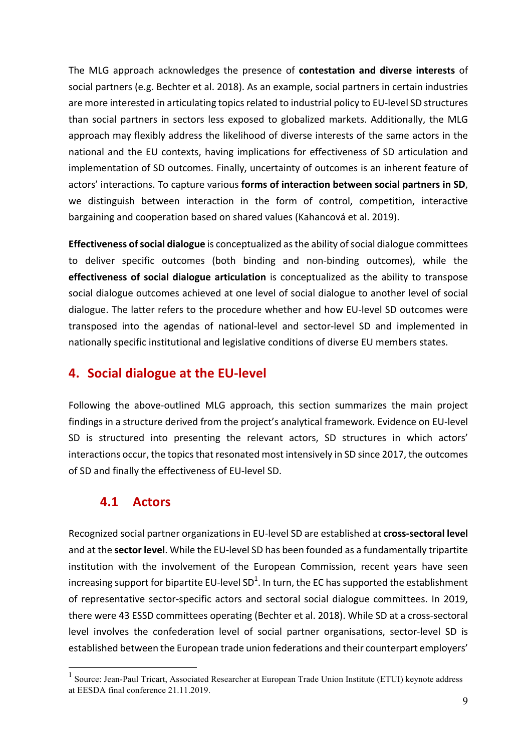The MLG approach acknowledges the presence of **contestation and diverse interests** of social partners (e.g. Bechter et al. 2018). As an example, social partners in certain industries are more interested in articulating topics related to industrial policy to EU-level SD structures than social partners in sectors less exposed to globalized markets. Additionally, the MLG approach may flexibly address the likelihood of diverse interests of the same actors in the national and the EU contexts, having implications for effectiveness of SD articulation and implementation of SD outcomes. Finally, uncertainty of outcomes is an inherent feature of actors' interactions. To capture various **forms of interaction between social partners in SD**, we distinguish between interaction in the form of control, competition, interactive bargaining and cooperation based on shared values (Kahancová et al. 2019).

**Effectiveness of social dialogue** is conceptualized as the ability of social dialogue committees to deliver specific outcomes (both binding and non-binding outcomes), while the **effectiveness of social dialogue articulation** is conceptualized as the ability to transpose social dialogue outcomes achieved at one level of social dialogue to another level of social dialogue. The latter refers to the procedure whether and how EU-level SD outcomes were transposed into the agendas of national-level and sector-level SD and implemented in nationally specific institutional and legislative conditions of diverse EU members states.

## 4. Social dialogue at the EU-level

Following the above-outlined MLG approach, this section summarizes the main project findings in a structure derived from the project's analytical framework. Evidence on EU-level SD is structured into presenting the relevant actors, SD structures in which actors' interactions occur, the topics that resonated most intensively in SD since 2017, the outcomes of SD and finally the effectiveness of EU-level SD.

### 4.1 Actors

Recognized social partner organizations in EU-level SD are established at **cross-sectoral level** and at the **sector level**. While the EU-level SD has been founded as a fundamentally tripartite institution with the involvement of the European Commission, recent years have seen increasing support for bipartite EU-level SD[1]. In turn, the EC has supported the establishment of representative sector-specific actors and sectoral social dialogue committees. In 2019, there were 43 ESSD committees operating (Bechter et al. 2018). While SD at a cross-sectoral level involves the confederation level of social partner organisations, sector-level SD is established between the European trade union federations and their counterpart employers'

[1] Source: Jean-Paul Tricart, Associated Researcher at European Trade Union Institute (ETUI) keynote address at EESDA final conference 21.11.2019.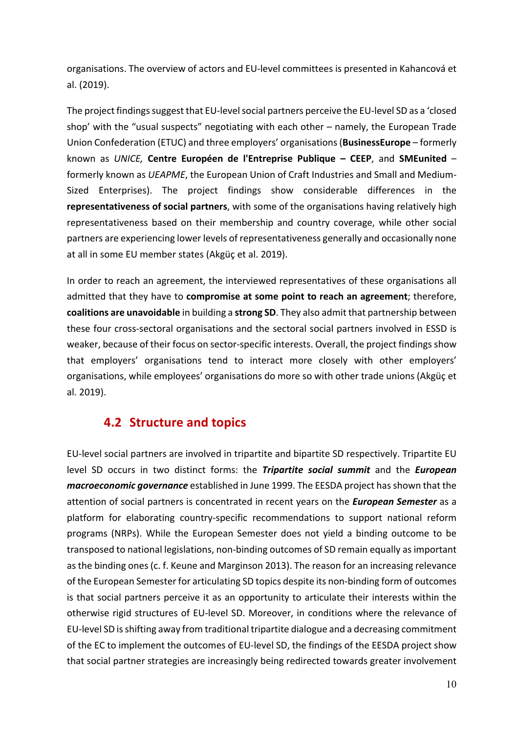organisations. The overview of actors and EU-level committees is presented in Kahancová et al. (2019).

The project findings suggest that EU-level social partners perceive the EU-level SD as a 'closed shop' with the "usual suspects" negotiating with each other – namely, the European Trade Union Confederation (ETUC) and three employers' organisations (**BusinessEurope** – formerly known as *UNICE,* **Centre Européen de l'Entreprise Publique – CEEP**, and **SMEunited** – formerly known as *UEAPME*, the European Union of Craft Industries and Small and Medium-Sized Enterprises). The project findings show considerable differences in the **representativeness of social partners**, with some of the organisations having relatively high representativeness based on their membership and country coverage, while other social partners are experiencing lower levels of representativeness generally and occasionally none at all in some EU member states (Akgüç et al. 2019).

In order to reach an agreement, the interviewed representatives of these organisations all admitted that they have to **compromise at some point to reach an agreement**; therefore, **coalitions are unavoidable** in building a **strong SD**. They also admit that partnership between these four cross-sectoral organisations and the sectoral social partners involved in ESSD is weaker, because of their focus on sector-specific interests. Overall, the project findings show that employers' organisations tend to interact more closely with other employers' organisations, while employees' organisations do more so with other trade unions (Akgüç et al. 2019).

## 4.2 Structure and topics

EU-level social partners are involved in tripartite and bipartite SD respectively. Tripartite EU level SD occurs in two distinct forms: the ***Tripartite social summit*** and the ***European macroeconomic governance*** established in June 1999. The EESDA project has shown that the attention of social partners is concentrated in recent years on the ***European Semester*** as a platform for elaborating country-specific recommendations to support national reform programs (NRPs). While the European Semester does not yield a binding outcome to be transposed to national legislations, non-binding outcomes of SD remain equally as important as the binding ones (c. f. Keune and Marginson 2013). The reason for an increasing relevance of the European Semester for articulating SD topics despite its non-binding form of outcomes is that social partners perceive it as an opportunity to articulate their interests within the otherwise rigid structures of EU-level SD. Moreover, in conditions where the relevance of EU-level SD is shifting away from traditional tripartite dialogue and a decreasing commitment of the EC to implement the outcomes of EU-level SD, the findings of the EESDA project show that social partner strategies are increasingly being redirected towards greater involvement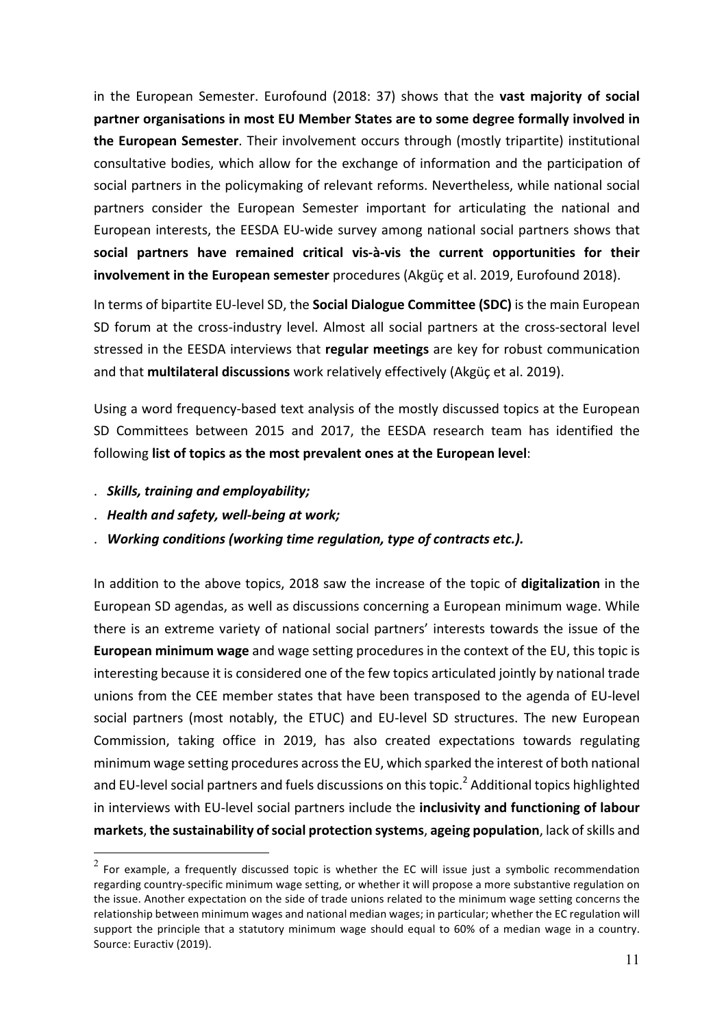in the European Semester. Eurofound (2018: 37) shows that the **vast majority of social partner organisations in most EU Member States are to some degree formally involved in the European Semester**. Their involvement occurs through (mostly tripartite) institutional consultative bodies, which allow for the exchange of information and the participation of social partners in the policymaking of relevant reforms. Nevertheless, while national social partners consider the European Semester important for articulating the national and European interests, the EESDA EU-wide survey among national social partners shows that **social partners have remained critical vis-à-vis the current opportunities for their involvement in the European semester** procedures (Akgüç et al. 2019, Eurofound 2018).

In terms of bipartite EU-level SD, the **Social Dialogue Committee (SDC)** is the main European SD forum at the cross-industry level. Almost all social partners at the cross-sectoral level stressed in the EESDA interviews that **regular meetings** are key for robust communication and that **multilateral discussions** work relatively effectively (Akgüç et al. 2019).

Using a word frequency-based text analysis of the mostly discussed topics at the European SD Committees between 2015 and 2017, the EESDA research team has identified the following **list of topics as the most prevalent ones at the European level**:

- ***Skills, training and employability;***
- ***Health and safety, well-being at work;***
- ***Working conditions (working time regulation, type of contracts etc.).***

In addition to the above topics, 2018 saw the increase of the topic of **digitalization** in the European SD agendas, as well as discussions concerning a European minimum wage. While there is an extreme variety of national social partners' interests towards the issue of the **European minimum wage** and wage setting procedures in the context of the EU, this topic is interesting because it is considered one of the few topics articulated jointly by national trade unions from the CEE member states that have been transposed to the agenda of EU-level social partners (most notably, the ETUC) and EU-level SD structures. The new European Commission, taking office in 2019, has also created expectations towards regulating minimum wage setting procedures across the EU, which sparked the interest of both national and EU-level social partners and fuels discussions on this topic.[2] Additional topics highlighted in interviews with EU-level social partners include the **inclusivity and functioning of labour markets**, **the sustainability of social protection systems**, **ageing population**, lack of skills and

[2] For example, a frequently discussed topic is whether the EC will issue just a symbolic recommendation regarding country-specific minimum wage setting, or whether it will propose a more substantive regulation on the issue. Another expectation on the side of trade unions related to the minimum wage setting concerns the relationship between minimum wages and national median wages; in particular; whether the EC regulation will support the principle that a statutory minimum wage should equal to 60% of a median wage in a country. Source: Euractiv (2019).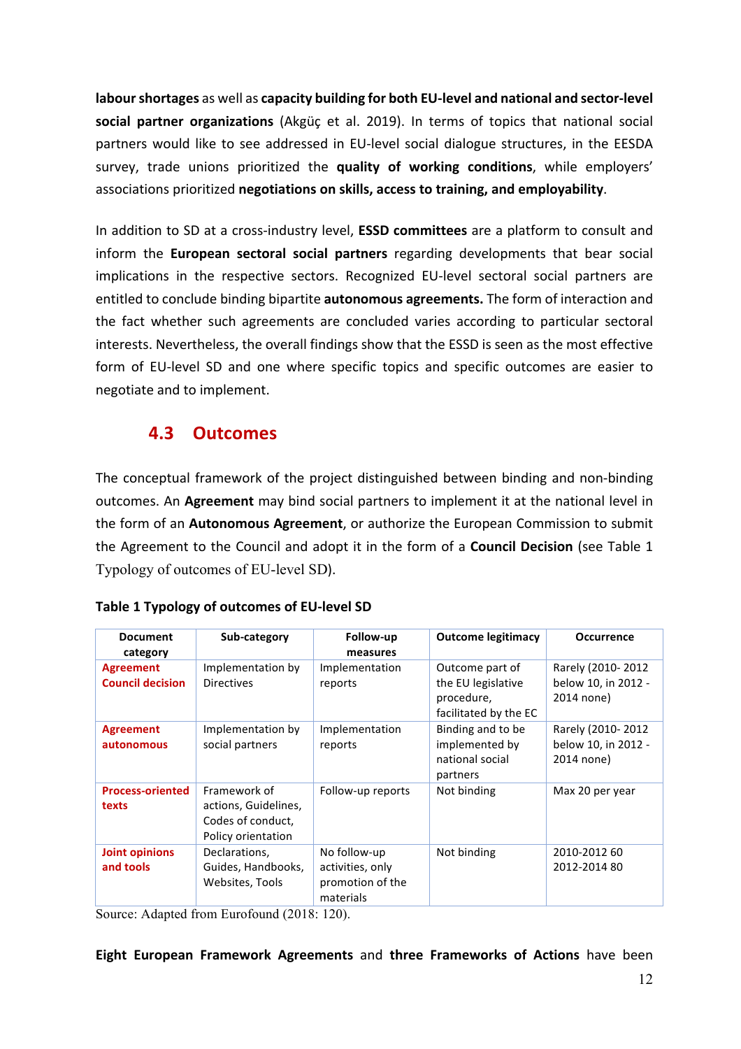**labour shortages** as well as **capacity building for both EU-level and national and sector-level social partner organizations** (Akgüç et al. 2019). In terms of topics that national social partners would like to see addressed in EU-level social dialogue structures, in the EESDA survey, trade unions prioritized the **quality of working conditions**, while employers' associations prioritized **negotiations on skills, access to training, and employability**.

In addition to SD at a cross-industry level, **ESSD committees** are a platform to consult and inform the **European sectoral social partners** regarding developments that bear social implications in the respective sectors. Recognized EU-level sectoral social partners are entitled to conclude binding bipartite **autonomous agreements.** The form of interaction and the fact whether such agreements are concluded varies according to particular sectoral interests. Nevertheless, the overall findings show that the ESSD is seen as the most effective form of EU-level SD and one where specific topics and specific outcomes are easier to negotiate and to implement.

## 4.3 Outcomes

The conceptual framework of the project distinguished between binding and non-binding outcomes. An **Agreement** may bind social partners to implement it at the national level in the form of an **Autonomous Agreement**, or authorize the European Commission to submit the Agreement to the Council and adopt it in the form of a **Council Decision** (see Table 1 Typology of outcomes of EU-level SD).

**Table 1 Typology of outcomes of EU-level SD**

| Document category | Sub-category | Follow-up measures | Outcome legitimacy | Occurrence |
|---|---|---|---|---|
| **Agreement Council decision** | Implementation by Directives | Implementation reports | Outcome part of the EU legislative procedure, facilitated by the EC | Rarely (2010- 2012 below 10, in 2012 - 2014 none) |
| **Agreement autonomous** | Implementation by social partners | Implementation reports | Binding and to be implemented by national social partners | Rarely (2010- 2012 below 10, in 2012 - 2014 none) |
| **Process-oriented texts** | Framework of actions, Guidelines, Codes of conduct, Policy orientation | Follow-up reports | Not binding | Max 20 per year |
| **Joint opinions and tools** | Declarations, Guides, Handbooks, Websites, Tools | No follow-up activities, only promotion of the materials | Not binding | 2010-2012 60<br>2012-2014 80 |

Source: Adapted from Eurofound (2018: 120).

**Eight European Framework Agreements** and **three Frameworks of Actions** have been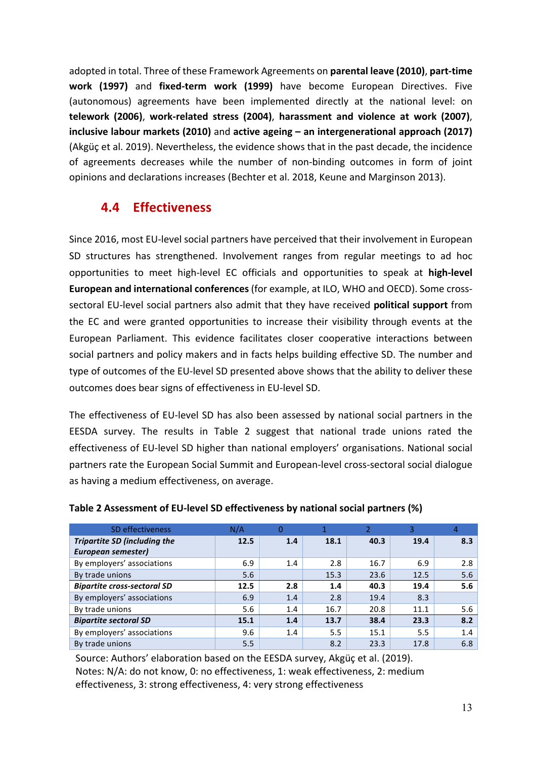adopted in total. Three of these Framework Agreements on **parental leave (2010)**, **part-time work (1997)** and **fixed-term work (1999)** have become European Directives. Five (autonomous) agreements have been implemented directly at the national level: on **telework (2006)**, **work-related stress (2004)**, **harassment and violence at work (2007)**, **inclusive labour markets (2010)** and **active ageing – an intergenerational approach (2017)** (Akgüç et al. 2019). Nevertheless, the evidence shows that in the past decade, the incidence of agreements decreases while the number of non-binding outcomes in form of joint opinions and declarations increases (Bechter et al. 2018, Keune and Marginson 2013).

## 4.4 Effectiveness

Since 2016, most EU-level social partners have perceived that their involvement in European SD structures has strengthened. Involvement ranges from regular meetings to ad hoc opportunities to meet high-level EC officials and opportunities to speak at **high-level European and international conferences** (for example, at ILO, WHO and OECD). Some cross-sectoral EU-level social partners also admit that they have received **political support** from the EC and were granted opportunities to increase their visibility through events at the European Parliament. This evidence facilitates closer cooperative interactions between social partners and policy makers and in facts helps building effective SD. The number and type of outcomes of the EU-level SD presented above shows that the ability to deliver these outcomes does bear signs of effectiveness in EU-level SD.

The effectiveness of EU-level SD has also been assessed by national social partners in the EESDA survey. The results in Table 2 suggest that national trade unions rated the effectiveness of EU-level SD higher than national employers' organisations. National social partners rate the European Social Summit and European-level cross-sectoral social dialogue as having a medium effectiveness, on average.

**Table 2 Assessment of EU-level SD effectiveness by national social partners (%)**

| SD effectiveness | N/A | 0 | 1 | 2 | 3 | 4 |
|---|---|---|---|---|---|---|
| ***Tripartite SD (including the European semester)*** | **12.5** | **1.4** | **18.1** | **40.3** | **19.4** | **8.3** |
| By employers' associations | 6.9 | 1.4 | 2.8 | 16.7 | 6.9 | 2.8 |
| By trade unions | 5.6 | | 15.3 | 23.6 | 12.5 | 5.6 |
| ***Bipartite cross-sectoral SD*** | **12.5** | **2.8** | **1.4** | **40.3** | **19.4** | **5.6** |
| By employers' associations | 6.9 | 1.4 | 2.8 | 19.4 | 8.3 | |
| By trade unions | 5.6 | 1.4 | 16.7 | 20.8 | 11.1 | 5.6 |
| ***Bipartite sectoral SD*** | **15.1** | **1.4** | **13.7** | **38.4** | **23.3** | **8.2** |
| By employers' associations | 9.6 | 1.4 | 5.5 | 15.1 | 5.5 | 1.4 |
| By trade unions | 5.5 | | 8.2 | 23.3 | 17.8 | 6.8 |

Source: Authors' elaboration based on the EESDA survey, Akgüç et al. (2019).
Notes: N/A: do not know, 0: no effectiveness, 1: weak effectiveness, 2: medium effectiveness, 3: strong effectiveness, 4: very strong effectiveness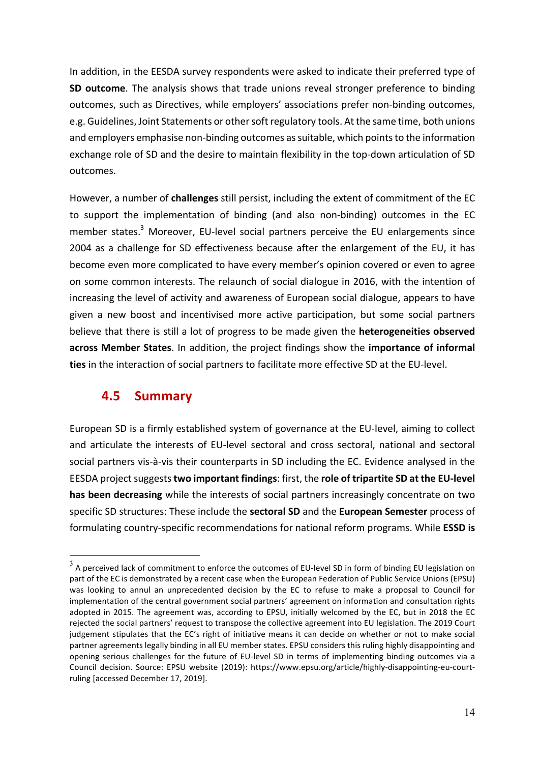In addition, in the EESDA survey respondents were asked to indicate their preferred type of **SD outcome**. The analysis shows that trade unions reveal stronger preference to binding outcomes, such as Directives, while employers' associations prefer non-binding outcomes, e.g. Guidelines, Joint Statements or other soft regulatory tools. At the same time, both unions and employers emphasise non-binding outcomes as suitable, which points to the information exchange role of SD and the desire to maintain flexibility in the top-down articulation of SD outcomes.

However, a number of **challenges** still persist, including the extent of commitment of the EC to support the implementation of binding (and also non-binding) outcomes in the EC member states.[3] Moreover, EU-level social partners perceive the EU enlargements since 2004 as a challenge for SD effectiveness because after the enlargement of the EU, it has become even more complicated to have every member's opinion covered or even to agree on some common interests. The relaunch of social dialogue in 2016, with the intention of increasing the level of activity and awareness of European social dialogue, appears to have given a new boost and incentivised more active participation, but some social partners believe that there is still a lot of progress to be made given the **heterogeneities observed across Member States**. In addition, the project findings show the **importance of informal ties** in the interaction of social partners to facilitate more effective SD at the EU-level.

## 4.5 Summary

European SD is a firmly established system of governance at the EU-level, aiming to collect and articulate the interests of EU-level sectoral and cross sectoral, national and sectoral social partners vis-à-vis their counterparts in SD including the EC. Evidence analysed in the EESDA project suggests **two important findings**: first, the **role of tripartite SD at the EU-level has been decreasing** while the interests of social partners increasingly concentrate on two specific SD structures: These include the **sectoral SD** and the **European Semester** process of formulating country-specific recommendations for national reform programs. While **ESSD is**

[3] A perceived lack of commitment to enforce the outcomes of EU-level SD in form of binding EU legislation on part of the EC is demonstrated by a recent case when the European Federation of Public Service Unions (EPSU) was looking to annul an unprecedented decision by the EC to refuse to make a proposal to Council for implementation of the central government social partners' agreement on information and consultation rights adopted in 2015. The agreement was, according to EPSU, initially welcomed by the EC, but in 2018 the EC rejected the social partners' request to transpose the collective agreement into EU legislation. The 2019 Court judgement stipulates that the EC's right of initiative means it can decide on whether or not to make social partner agreements legally binding in all EU member states. EPSU considers this ruling highly disappointing and opening serious challenges for the future of EU-level SD in terms of implementing binding outcomes via a Council decision. Source: EPSU website (2019): https://www.epsu.org/article/highly-disappointing-eu-court-ruling [accessed December 17, 2019].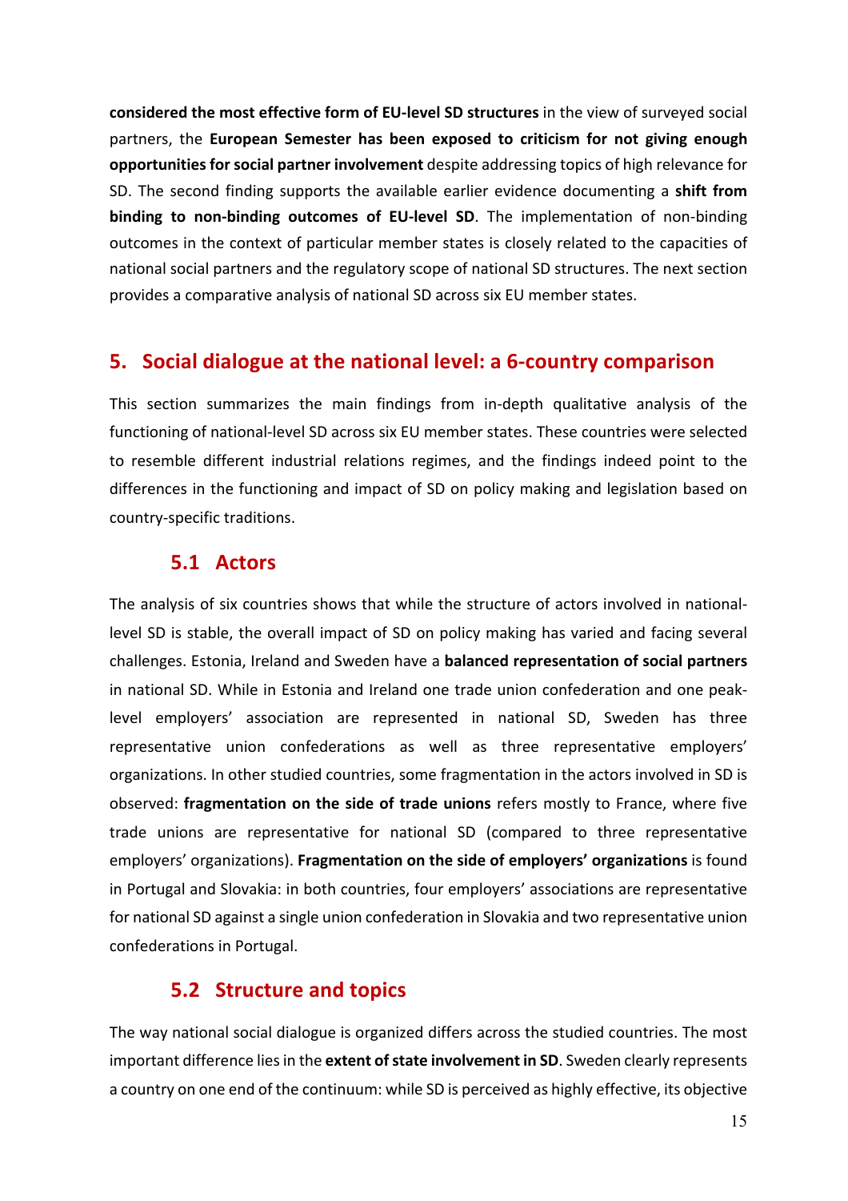**considered the most effective form of EU-level SD structures** in the view of surveyed social partners, the **European Semester has been exposed to criticism for not giving enough opportunities for social partner involvement** despite addressing topics of high relevance for SD. The second finding supports the available earlier evidence documenting a **shift from binding to non-binding outcomes of EU-level SD**. The implementation of non-binding outcomes in the context of particular member states is closely related to the capacities of national social partners and the regulatory scope of national SD structures. The next section provides a comparative analysis of national SD across six EU member states.

## 5. Social dialogue at the national level: a 6-country comparison

This section summarizes the main findings from in-depth qualitative analysis of the functioning of national-level SD across six EU member states. These countries were selected to resemble different industrial relations regimes, and the findings indeed point to the differences in the functioning and impact of SD on policy making and legislation based on country-specific traditions.

### 5.1 Actors

The analysis of six countries shows that while the structure of actors involved in national-level SD is stable, the overall impact of SD on policy making has varied and facing several challenges. Estonia, Ireland and Sweden have a **balanced representation of social partners** in national SD. While in Estonia and Ireland one trade union confederation and one peak-level employers' association are represented in national SD, Sweden has three representative union confederations as well as three representative employers' organizations. In other studied countries, some fragmentation in the actors involved in SD is observed: **fragmentation on the side of trade unions** refers mostly to France, where five trade unions are representative for national SD (compared to three representative employers' organizations). **Fragmentation on the side of employers' organizations** is found in Portugal and Slovakia: in both countries, four employers' associations are representative for national SD against a single union confederation in Slovakia and two representative union confederations in Portugal.

### 5.2 Structure and topics

The way national social dialogue is organized differs across the studied countries. The most important difference lies in the **extent of state involvement in SD**. Sweden clearly represents a country on one end of the continuum: while SD is perceived as highly effective, its objective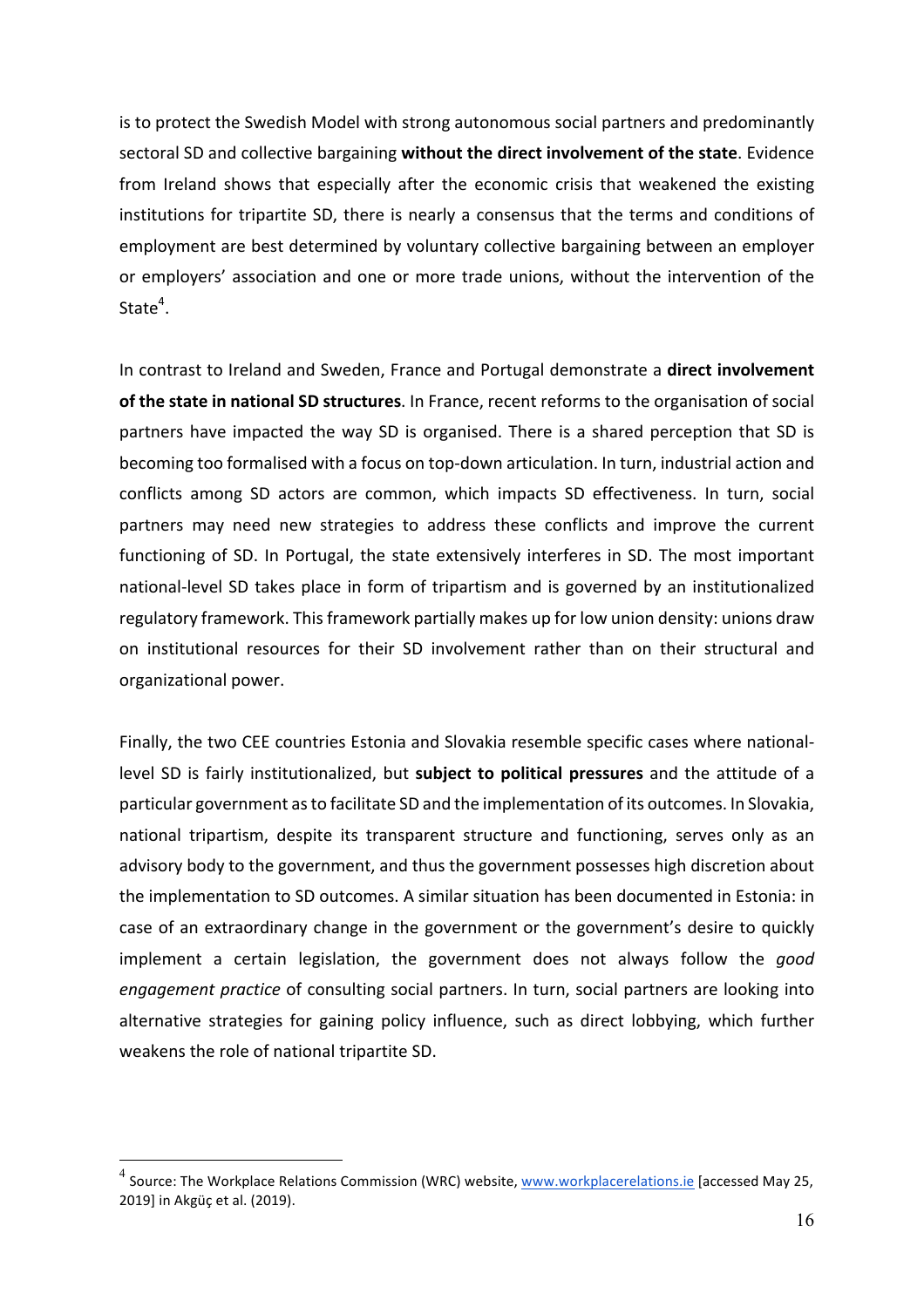is to protect the Swedish Model with strong autonomous social partners and predominantly sectoral SD and collective bargaining **without the direct involvement of the state**. Evidence from Ireland shows that especially after the economic crisis that weakened the existing institutions for tripartite SD, there is nearly a consensus that the terms and conditions of employment are best determined by voluntary collective bargaining between an employer or employers' association and one or more trade unions, without the intervention of the State[4].

In contrast to Ireland and Sweden, France and Portugal demonstrate a **direct involvement of the state in national SD structures**. In France, recent reforms to the organisation of social partners have impacted the way SD is organised. There is a shared perception that SD is becoming too formalised with a focus on top-down articulation. In turn, industrial action and conflicts among SD actors are common, which impacts SD effectiveness. In turn, social partners may need new strategies to address these conflicts and improve the current functioning of SD. In Portugal, the state extensively interferes in SD. The most important national-level SD takes place in form of tripartism and is governed by an institutionalized regulatory framework. This framework partially makes up for low union density: unions draw on institutional resources for their SD involvement rather than on their structural and organizational power.

Finally, the two CEE countries Estonia and Slovakia resemble specific cases where national-level SD is fairly institutionalized, but **subject to political pressures** and the attitude of a particular government as to facilitate SD and the implementation of its outcomes. In Slovakia, national tripartism, despite its transparent structure and functioning, serves only as an advisory body to the government, and thus the government possesses high discretion about the implementation to SD outcomes. A similar situation has been documented in Estonia: in case of an extraordinary change in the government or the government's desire to quickly implement a certain legislation, the government does not always follow the *good engagement practice* of consulting social partners. In turn, social partners are looking into alternative strategies for gaining policy influence, such as direct lobbying, which further weakens the role of national tripartite SD.

---

[4] Source: The Workplace Relations Commission (WRC) website, www.workplacerelations.ie [accessed May 25, 2019] in Akgüç et al. (2019).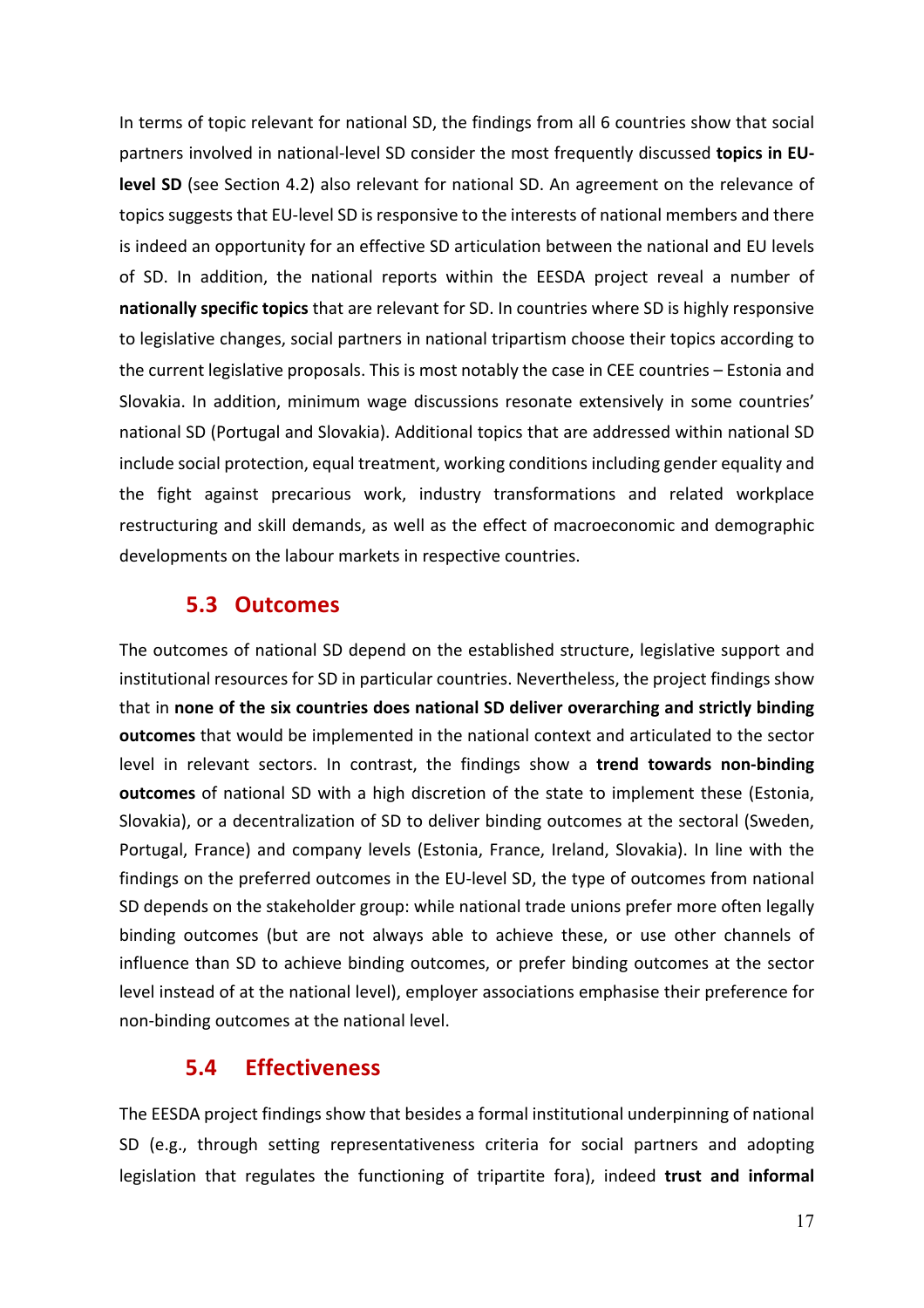In terms of topic relevant for national SD, the findings from all 6 countries show that social partners involved in national-level SD consider the most frequently discussed **topics in EU-level SD** (see Section 4.2) also relevant for national SD. An agreement on the relevance of topics suggests that EU-level SD is responsive to the interests of national members and there is indeed an opportunity for an effective SD articulation between the national and EU levels of SD. In addition, the national reports within the EESDA project reveal a number of **nationally specific topics** that are relevant for SD. In countries where SD is highly responsive to legislative changes, social partners in national tripartism choose their topics according to the current legislative proposals. This is most notably the case in CEE countries – Estonia and Slovakia. In addition, minimum wage discussions resonate extensively in some countries' national SD (Portugal and Slovakia). Additional topics that are addressed within national SD include social protection, equal treatment, working conditions including gender equality and the fight against precarious work, industry transformations and related workplace restructuring and skill demands, as well as the effect of macroeconomic and demographic developments on the labour markets in respective countries.

## 5.3 Outcomes

The outcomes of national SD depend on the established structure, legislative support and institutional resources for SD in particular countries. Nevertheless, the project findings show that in **none of the six countries does national SD deliver overarching and strictly binding outcomes** that would be implemented in the national context and articulated to the sector level in relevant sectors. In contrast, the findings show a **trend towards non-binding outcomes** of national SD with a high discretion of the state to implement these (Estonia, Slovakia), or a decentralization of SD to deliver binding outcomes at the sectoral (Sweden, Portugal, France) and company levels (Estonia, France, Ireland, Slovakia). In line with the findings on the preferred outcomes in the EU-level SD, the type of outcomes from national SD depends on the stakeholder group: while national trade unions prefer more often legally binding outcomes (but are not always able to achieve these, or use other channels of influence than SD to achieve binding outcomes, or prefer binding outcomes at the sector level instead of at the national level), employer associations emphasise their preference for non-binding outcomes at the national level.

## 5.4 Effectiveness

The EESDA project findings show that besides a formal institutional underpinning of national SD (e.g., through setting representativeness criteria for social partners and adopting legislation that regulates the functioning of tripartite fora), indeed **trust and informal**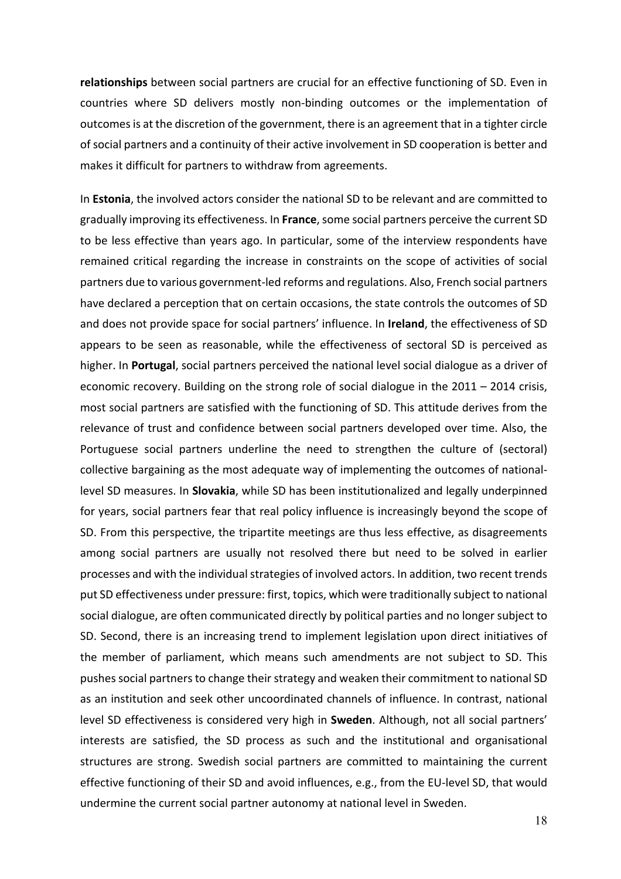**relationships** between social partners are crucial for an effective functioning of SD. Even in countries where SD delivers mostly non-binding outcomes or the implementation of outcomes is at the discretion of the government, there is an agreement that in a tighter circle of social partners and a continuity of their active involvement in SD cooperation is better and makes it difficult for partners to withdraw from agreements.

In **Estonia**, the involved actors consider the national SD to be relevant and are committed to gradually improving its effectiveness. In **France**, some social partners perceive the current SD to be less effective than years ago. In particular, some of the interview respondents have remained critical regarding the increase in constraints on the scope of activities of social partners due to various government-led reforms and regulations. Also, French social partners have declared a perception that on certain occasions, the state controls the outcomes of SD and does not provide space for social partners' influence. In **Ireland**, the effectiveness of SD appears to be seen as reasonable, while the effectiveness of sectoral SD is perceived as higher. In **Portugal**, social partners perceived the national level social dialogue as a driver of economic recovery. Building on the strong role of social dialogue in the 2011 – 2014 crisis, most social partners are satisfied with the functioning of SD. This attitude derives from the relevance of trust and confidence between social partners developed over time. Also, the Portuguese social partners underline the need to strengthen the culture of (sectoral) collective bargaining as the most adequate way of implementing the outcomes of national-level SD measures. In **Slovakia**, while SD has been institutionalized and legally underpinned for years, social partners fear that real policy influence is increasingly beyond the scope of SD. From this perspective, the tripartite meetings are thus less effective, as disagreements among social partners are usually not resolved there but need to be solved in earlier processes and with the individual strategies of involved actors. In addition, two recent trends put SD effectiveness under pressure: first, topics, which were traditionally subject to national social dialogue, are often communicated directly by political parties and no longer subject to SD. Second, there is an increasing trend to implement legislation upon direct initiatives of the member of parliament, which means such amendments are not subject to SD. This pushes social partners to change their strategy and weaken their commitment to national SD as an institution and seek other uncoordinated channels of influence. In contrast, national level SD effectiveness is considered very high in **Sweden**. Although, not all social partners' interests are satisfied, the SD process as such and the institutional and organisational structures are strong. Swedish social partners are committed to maintaining the current effective functioning of their SD and avoid influences, e.g., from the EU-level SD, that would undermine the current social partner autonomy at national level in Sweden.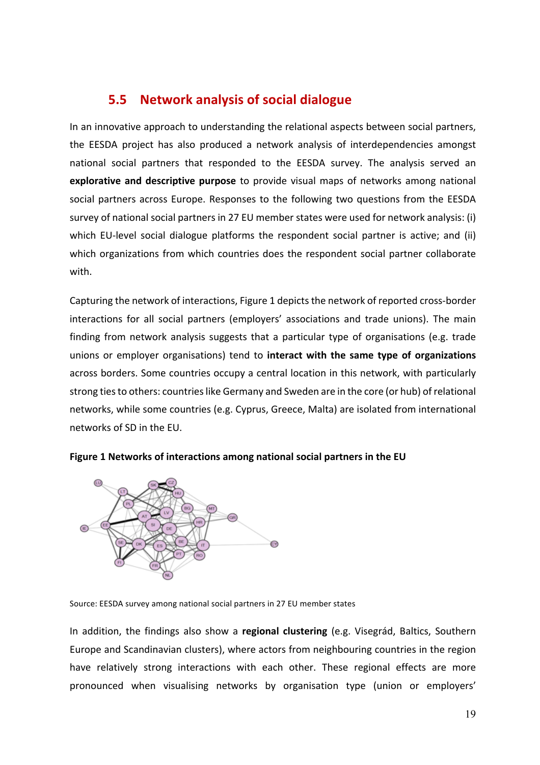## 5.5 Network analysis of social dialogue

In an innovative approach to understanding the relational aspects between social partners, the EESDA project has also produced a network analysis of interdependencies amongst national social partners that responded to the EESDA survey. The analysis served an **explorative and descriptive purpose** to provide visual maps of networks among national social partners across Europe. Responses to the following two questions from the EESDA survey of national social partners in 27 EU member states were used for network analysis: (i) which EU-level social dialogue platforms the respondent social partner is active; and (ii) which organizations from which countries does the respondent social partner collaborate with.

Capturing the network of interactions, Figure 1 depicts the network of reported cross-border interactions for all social partners (employers' associations and trade unions). The main finding from network analysis suggests that a particular type of organisations (e.g. trade unions or employer organisations) tend to **interact with the same type of organizations** across borders. Some countries occupy a central location in this network, with particularly strong ties to others: countries like Germany and Sweden are in the core (or hub) of relational networks, while some countries (e.g. Cyprus, Greece, Malta) are isolated from international networks of SD in the EU.

**Figure 1 Networks of interactions among national social partners in the EU**

Source: EESDA survey among national social partners in 27 EU member states

In addition, the findings also show a **regional clustering** (e.g. Visegrád, Baltics, Southern Europe and Scandinavian clusters), where actors from neighbouring countries in the region have relatively strong interactions with each other. These regional effects are more pronounced when visualising networks by organisation type (union or employers'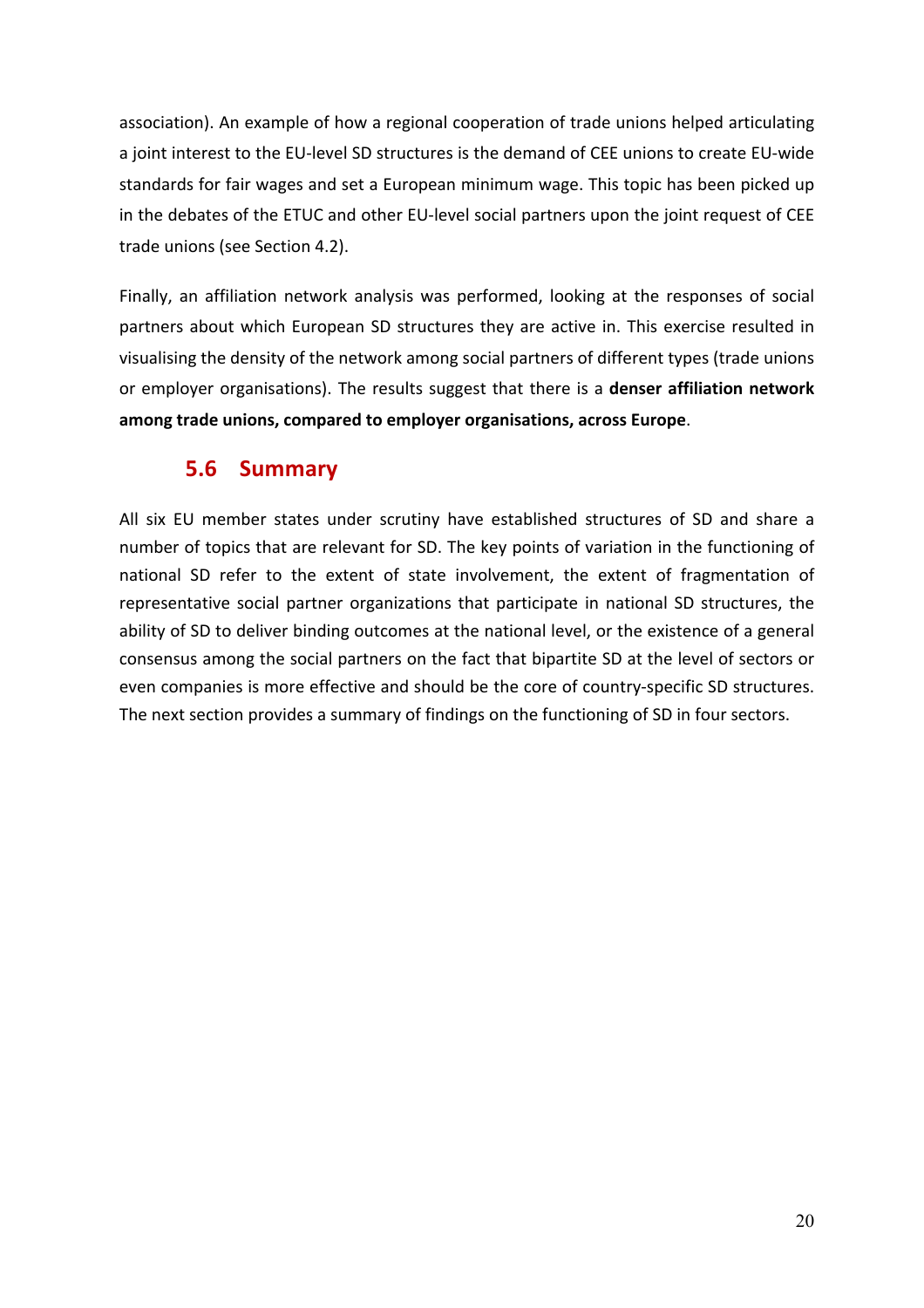association). An example of how a regional cooperation of trade unions helped articulating a joint interest to the EU-level SD structures is the demand of CEE unions to create EU-wide standards for fair wages and set a European minimum wage. This topic has been picked up in the debates of the ETUC and other EU-level social partners upon the joint request of CEE trade unions (see Section 4.2).

Finally, an affiliation network analysis was performed, looking at the responses of social partners about which European SD structures they are active in. This exercise resulted in visualising the density of the network among social partners of different types (trade unions or employer organisations). The results suggest that there is a **denser affiliation network among trade unions, compared to employer organisations, across Europe**.

## 5.6 Summary

All six EU member states under scrutiny have established structures of SD and share a number of topics that are relevant for SD. The key points of variation in the functioning of national SD refer to the extent of state involvement, the extent of fragmentation of representative social partner organizations that participate in national SD structures, the ability of SD to deliver binding outcomes at the national level, or the existence of a general consensus among the social partners on the fact that bipartite SD at the level of sectors or even companies is more effective and should be the core of country-specific SD structures. The next section provides a summary of findings on the functioning of SD in four sectors.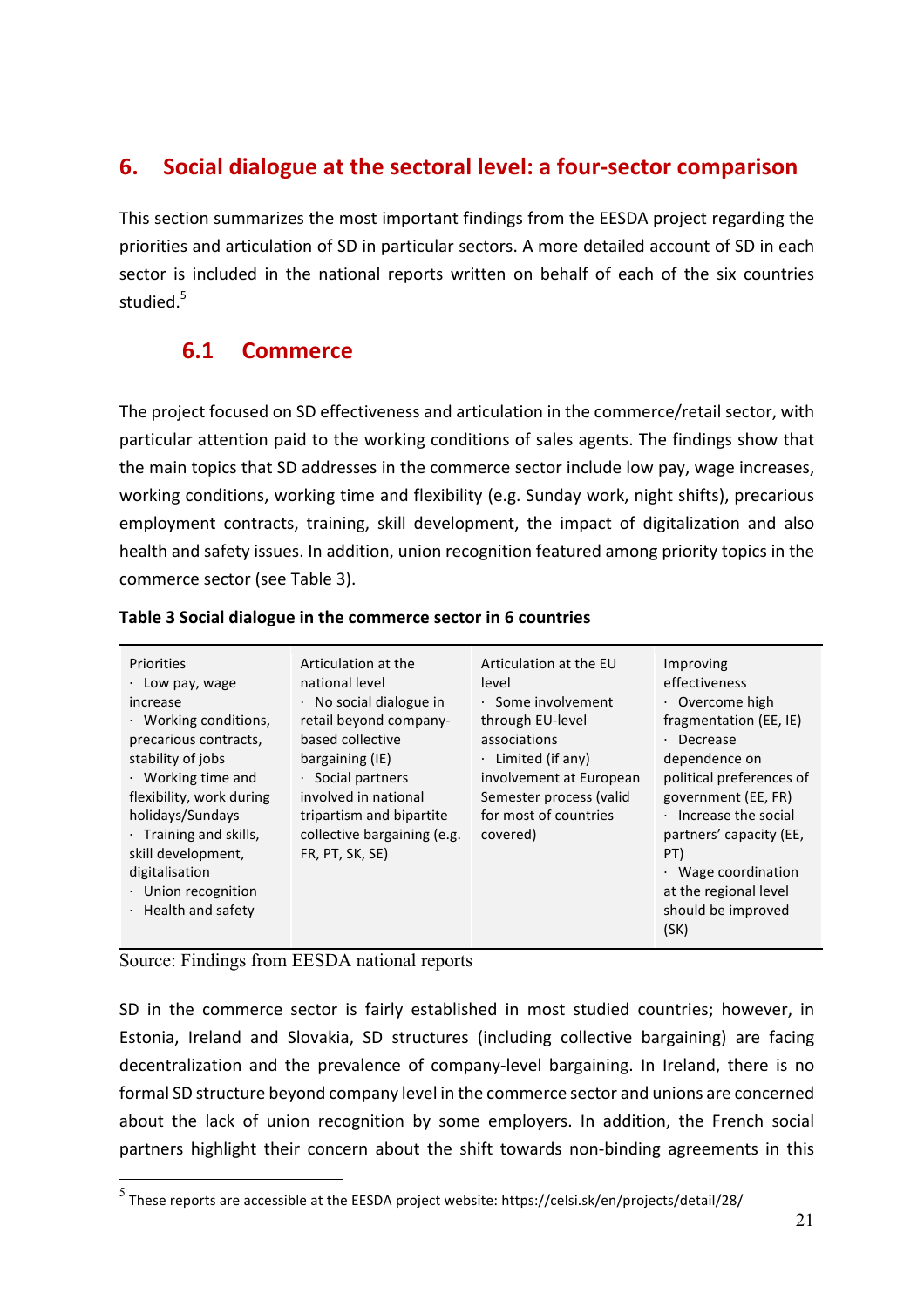# 6. Social dialogue at the sectoral level: a four-sector comparison

This section summarizes the most important findings from the EESDA project regarding the priorities and articulation of SD in particular sectors. A more detailed account of SD in each sector is included in the national reports written on behalf of each of the six countries studied.[5]

## 6.1 Commerce

The project focused on SD effectiveness and articulation in the commerce/retail sector, with particular attention paid to the working conditions of sales agents. The findings show that the main topics that SD addresses in the commerce sector include low pay, wage increases, working conditions, working time and flexibility (e.g. Sunday work, night shifts), precarious employment contracts, training, skill development, the impact of digitalization and also health and safety issues. In addition, union recognition featured among priority topics in the commerce sector (see Table 3).

**Table 3 Social dialogue in the commerce sector in 6 countries**

| Priorities | Articulation at the national level | Articulation at the EU level | Improving effectiveness |
|---|---|---|---|
| · Low pay, wage increase<br>· Working conditions, precarious contracts, stability of jobs<br>· Working time and flexibility, work during holidays/Sundays<br>· Training and skills, skill development, digitalisation<br>· Union recognition<br>· Health and safety | · No social dialogue in retail beyond company-based collective bargaining (IE)<br>· Social partners involved in national tripartism and bipartite collective bargaining (e.g. FR, PT, SK, SE) | · Some involvement through EU-level associations<br>· Limited (if any) involvement at European Semester process (valid for most of countries covered) | · Overcome high fragmentation (EE, IE)<br>· Decrease dependence on political preferences of government (EE, FR)<br>· Increase the social partners' capacity (EE, PT)<br>· Wage coordination at the regional level should be improved (SK) |

Source: Findings from EESDA national reports

SD in the commerce sector is fairly established in most studied countries; however, in Estonia, Ireland and Slovakia, SD structures (including collective bargaining) are facing decentralization and the prevalence of company-level bargaining. In Ireland, there is no formal SD structure beyond company level in the commerce sector and unions are concerned about the lack of union recognition by some employers. In addition, the French social partners highlight their concern about the shift towards non-binding agreements in this

[5] These reports are accessible at the EESDA project website: https://celsi.sk/en/projects/detail/28/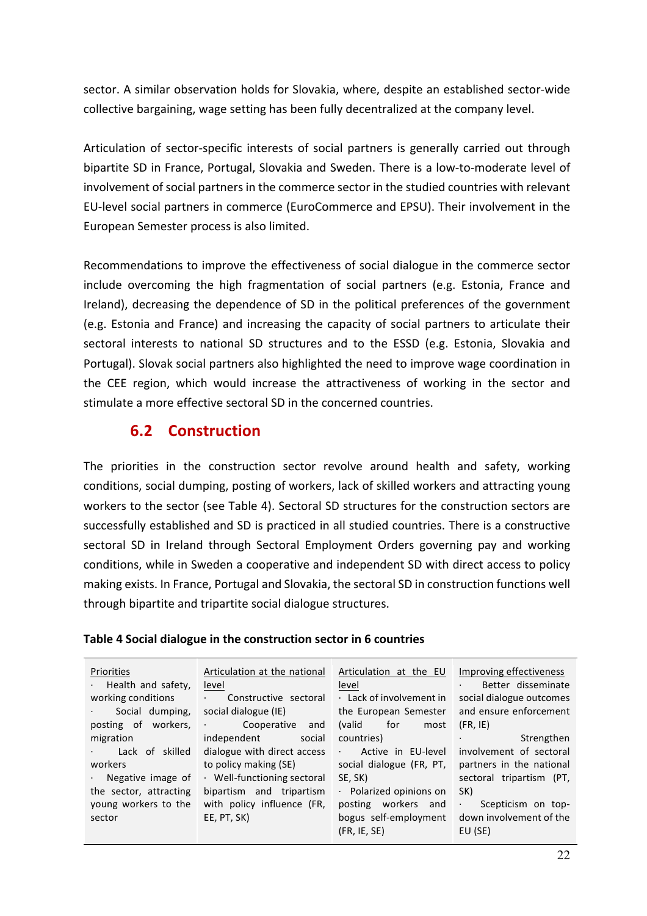sector. A similar observation holds for Slovakia, where, despite an established sector-wide collective bargaining, wage setting has been fully decentralized at the company level.

Articulation of sector-specific interests of social partners is generally carried out through bipartite SD in France, Portugal, Slovakia and Sweden. There is a low-to-moderate level of involvement of social partners in the commerce sector in the studied countries with relevant EU-level social partners in commerce (EuroCommerce and EPSU). Their involvement in the European Semester process is also limited.

Recommendations to improve the effectiveness of social dialogue in the commerce sector include overcoming the high fragmentation of social partners (e.g. Estonia, France and Ireland), decreasing the dependence of SD in the political preferences of the government (e.g. Estonia and France) and increasing the capacity of social partners to articulate their sectoral interests to national SD structures and to the ESSD (e.g. Estonia, Slovakia and Portugal). Slovak social partners also highlighted the need to improve wage coordination in the CEE region, which would increase the attractiveness of working in the sector and stimulate a more effective sectoral SD in the concerned countries.

## 6.2 Construction

The priorities in the construction sector revolve around health and safety, working conditions, social dumping, posting of workers, lack of skilled workers and attracting young workers to the sector (see Table 4). Sectoral SD structures for the construction sectors are successfully established and SD is practiced in all studied countries. There is a constructive sectoral SD in Ireland through Sectoral Employment Orders governing pay and working conditions, while in Sweden a cooperative and independent SD with direct access to policy making exists. In France, Portugal and Slovakia, the sectoral SD in construction functions well through bipartite and tripartite social dialogue structures.

**Table 4 Social dialogue in the construction sector in 6 countries**

| Priorities | Articulation at the national level | Articulation at the EU level | Improving effectiveness |
|---|---|---|---|
| · Health and safety, working conditions<br>· Social dumping, posting of workers, migration<br>· Lack of skilled workers<br>· Negative image of the sector, attracting young workers to the sector | · Constructive sectoral social dialogue (IE)<br>· Cooperative and independent social dialogue with direct access to policy making (SE)<br>· Well-functioning sectoral bipartism and tripartism with policy influence (FR, EE, PT, SK) | · Lack of involvement in the European Semester (valid for most countries)<br>· Active in EU-level social dialogue (FR, PT, SE, SK)<br>· Polarized opinions on posting workers and bogus self-employment (FR, IE, SE) | · Better disseminate social dialogue outcomes and ensure enforcement (FR, IE)<br>· Strengthen involvement of sectoral partners in the national sectoral tripartism (PT, SK)<br>· Scepticism on top-down involvement of the EU (SE) |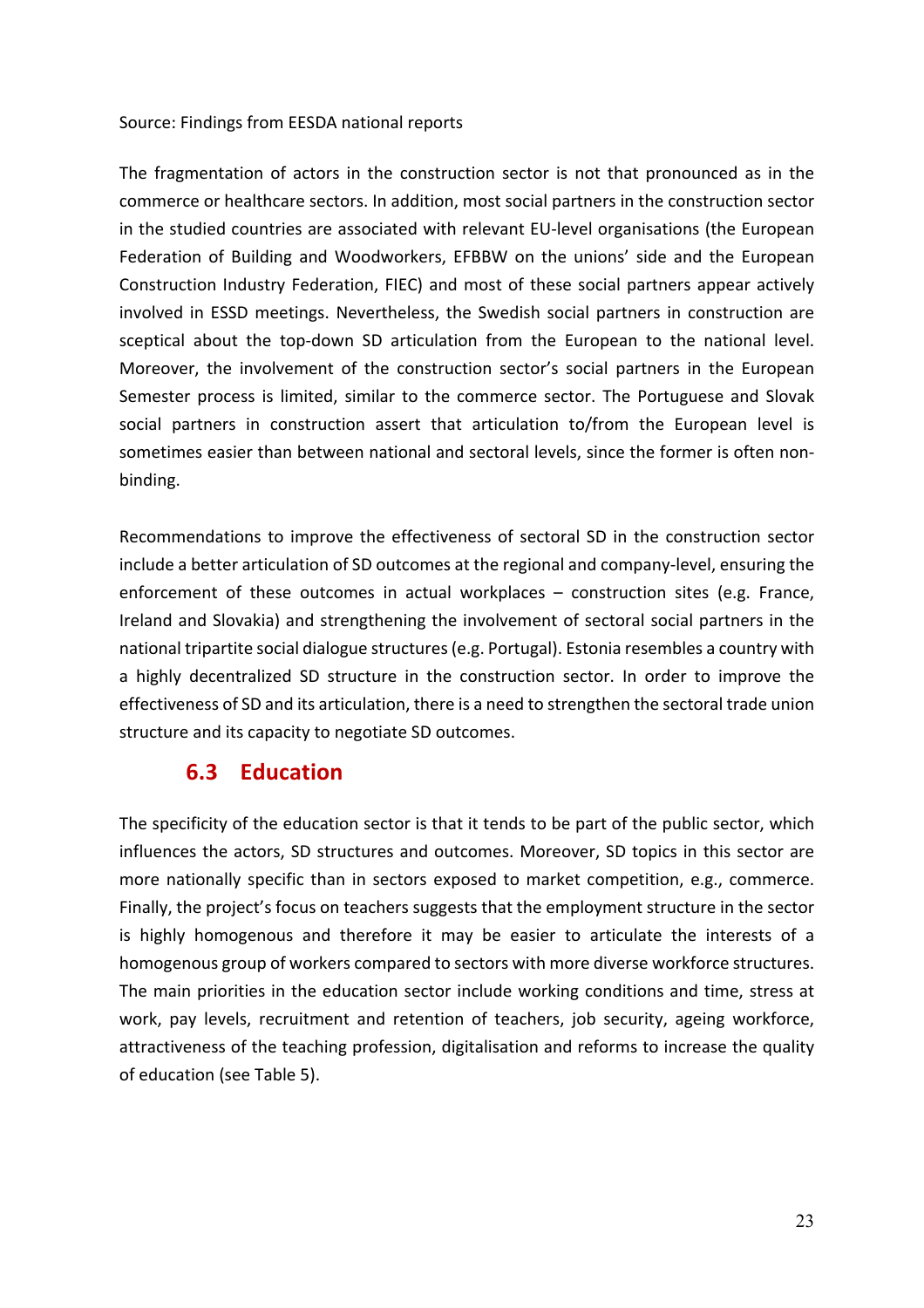Source: Findings from EESDA national reports

The fragmentation of actors in the construction sector is not that pronounced as in the commerce or healthcare sectors. In addition, most social partners in the construction sector in the studied countries are associated with relevant EU-level organisations (the European Federation of Building and Woodworkers, EFBBW on the unions' side and the European Construction Industry Federation, FIEC) and most of these social partners appear actively involved in ESSD meetings. Nevertheless, the Swedish social partners in construction are sceptical about the top-down SD articulation from the European to the national level. Moreover, the involvement of the construction sector's social partners in the European Semester process is limited, similar to the commerce sector. The Portuguese and Slovak social partners in construction assert that articulation to/from the European level is sometimes easier than between national and sectoral levels, since the former is often non-binding.

Recommendations to improve the effectiveness of sectoral SD in the construction sector include a better articulation of SD outcomes at the regional and company-level, ensuring the enforcement of these outcomes in actual workplaces – construction sites (e.g. France, Ireland and Slovakia) and strengthening the involvement of sectoral social partners in the national tripartite social dialogue structures (e.g. Portugal). Estonia resembles a country with a highly decentralized SD structure in the construction sector. In order to improve the effectiveness of SD and its articulation, there is a need to strengthen the sectoral trade union structure and its capacity to negotiate SD outcomes.

## 6.3 Education

The specificity of the education sector is that it tends to be part of the public sector, which influences the actors, SD structures and outcomes. Moreover, SD topics in this sector are more nationally specific than in sectors exposed to market competition, e.g., commerce. Finally, the project's focus on teachers suggests that the employment structure in the sector is highly homogenous and therefore it may be easier to articulate the interests of a homogenous group of workers compared to sectors with more diverse workforce structures. The main priorities in the education sector include working conditions and time, stress at work, pay levels, recruitment and retention of teachers, job security, ageing workforce, attractiveness of the teaching profession, digitalisation and reforms to increase the quality of education (see Table 5).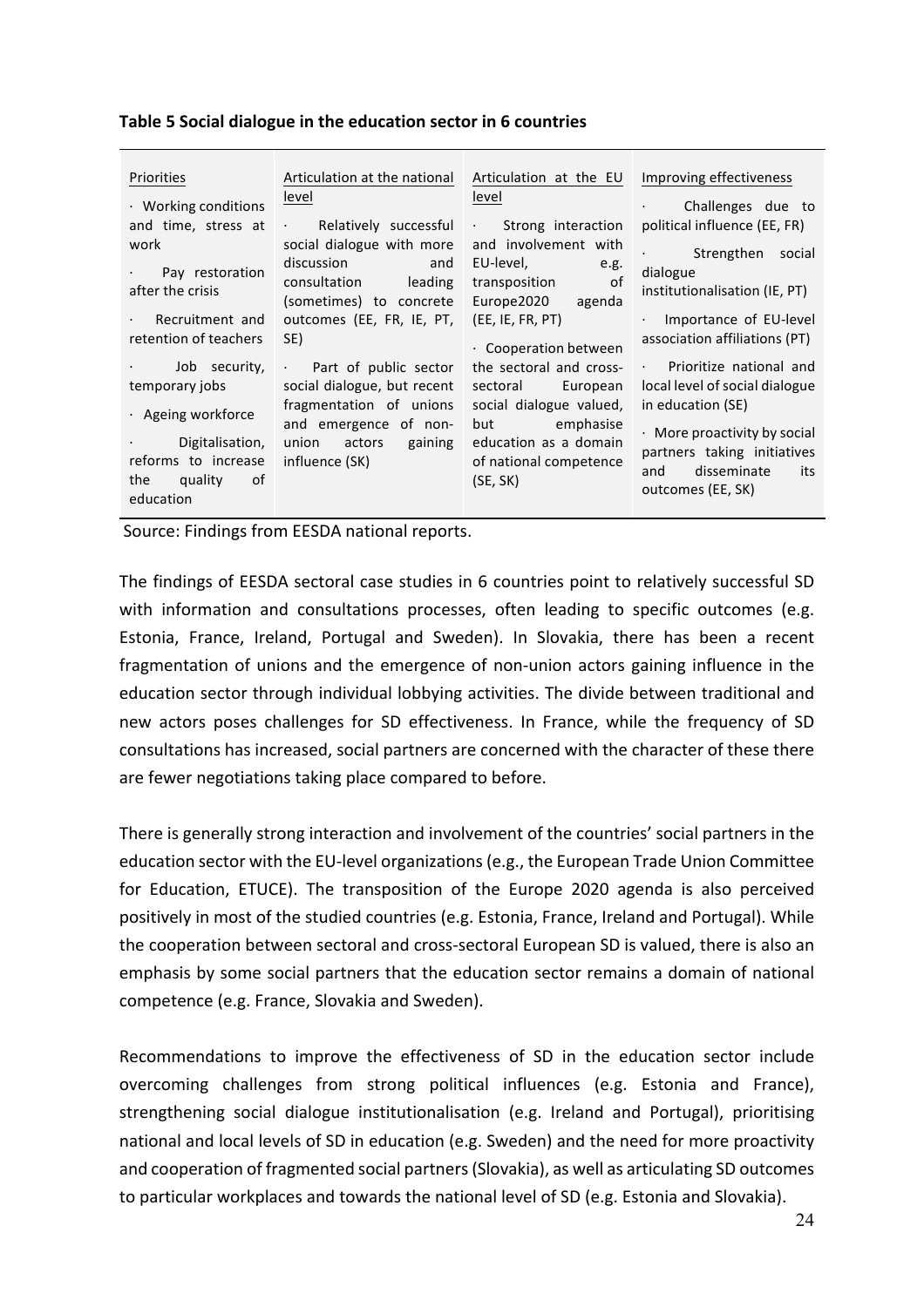**Table 5 Social dialogue in the education sector in 6 countries**

| Priorities | Articulation at the national level | Articulation at the EU level | Improving effectiveness |
|---|---|---|---|
| · Working conditions and time, stress at work<br>· Pay restoration after the crisis<br>· Recruitment and retention of teachers<br>· Job security, temporary jobs<br>· Ageing workforce<br>· Digitalisation, reforms to increase the quality of education | · Relatively successful social dialogue with more discussion and consultation leading (sometimes) to concrete outcomes (EE, FR, IE, PT, SE)<br>· Part of public sector social dialogue, but recent fragmentation of unions and emergence of non-union actors gaining influence (SK) | · Strong interaction and involvement with EU-level, e.g. transposition of Europe2020 agenda (EE, IE, FR, PT)<br>· Cooperation between the sectoral and cross-sectoral European social dialogue valued, but emphasise education as a domain of national competence (SE, SK) | · Challenges due to political influence (EE, FR)<br>· Strengthen social dialogue institutionalisation (IE, PT)<br>· Importance of EU-level association affiliations (PT)<br>· Prioritize national and local level of social dialogue in education (SE)<br>· More proactivity by social partners taking initiatives and disseminate its outcomes (EE, SK) |

Source: Findings from EESDA national reports.

The findings of EESDA sectoral case studies in 6 countries point to relatively successful SD with information and consultations processes, often leading to specific outcomes (e.g. Estonia, France, Ireland, Portugal and Sweden). In Slovakia, there has been a recent fragmentation of unions and the emergence of non-union actors gaining influence in the education sector through individual lobbying activities. The divide between traditional and new actors poses challenges for SD effectiveness. In France, while the frequency of SD consultations has increased, social partners are concerned with the character of these there are fewer negotiations taking place compared to before.

There is generally strong interaction and involvement of the countries' social partners in the education sector with the EU-level organizations (e.g., the European Trade Union Committee for Education, ETUCE). The transposition of the Europe 2020 agenda is also perceived positively in most of the studied countries (e.g. Estonia, France, Ireland and Portugal). While the cooperation between sectoral and cross-sectoral European SD is valued, there is also an emphasis by some social partners that the education sector remains a domain of national competence (e.g. France, Slovakia and Sweden).

Recommendations to improve the effectiveness of SD in the education sector include overcoming challenges from strong political influences (e.g. Estonia and France), strengthening social dialogue institutionalisation (e.g. Ireland and Portugal), prioritising national and local levels of SD in education (e.g. Sweden) and the need for more proactivity and cooperation of fragmented social partners (Slovakia), as well as articulating SD outcomes to particular workplaces and towards the national level of SD (e.g. Estonia and Slovakia).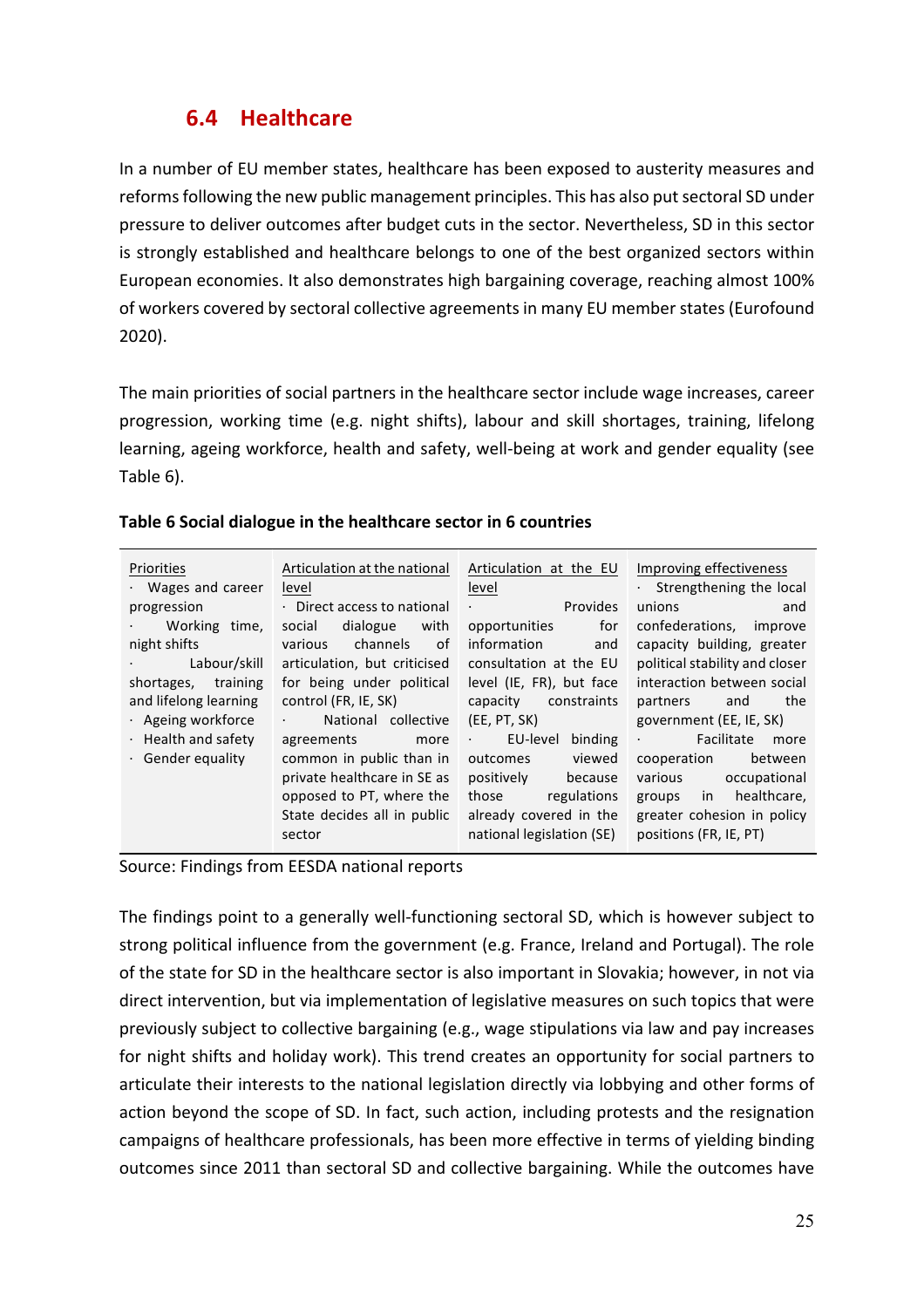## 6.4 Healthcare

In a number of EU member states, healthcare has been exposed to austerity measures and reforms following the new public management principles. This has also put sectoral SD under pressure to deliver outcomes after budget cuts in the sector. Nevertheless, SD in this sector is strongly established and healthcare belongs to one of the best organized sectors within European economies. It also demonstrates high bargaining coverage, reaching almost 100% of workers covered by sectoral collective agreements in many EU member states (Eurofound 2020).

The main priorities of social partners in the healthcare sector include wage increases, career progression, working time (e.g. night shifts), labour and skill shortages, training, lifelong learning, ageing workforce, health and safety, well-being at work and gender equality (see Table 6).

**Table 6 Social dialogue in the healthcare sector in 6 countries**

| Priorities | Articulation at the national level | Articulation at the EU level | Improving effectiveness |
|---|---|---|---|
| · Wages and career progression<br>· Working time, night shifts<br>· Labour/skill shortages, training and lifelong learning<br>· Ageing workforce<br>· Health and safety<br>· Gender equality | · Direct access to national social dialogue with various channels of articulation, but criticised for being under political control (FR, IE, SK)<br>· National collective agreements more common in public than in private healthcare in SE as opposed to PT, where the State decides all in public sector | · Provides opportunities for information and consultation at the EU level (IE, FR), but face capacity constraints (EE, PT, SK)<br>· EU-level binding outcomes viewed positively because those regulations already covered in the national legislation (SE) | · Strengthening the local unions and confederations, improve capacity building, greater political stability and closer interaction between social partners and the government (EE, IE, SK)<br>· Facilitate more cooperation between various occupational groups in healthcare, greater cohesion in policy positions (FR, IE, PT) |

Source: Findings from EESDA national reports

The findings point to a generally well-functioning sectoral SD, which is however subject to strong political influence from the government (e.g. France, Ireland and Portugal). The role of the state for SD in the healthcare sector is also important in Slovakia; however, in not via direct intervention, but via implementation of legislative measures on such topics that were previously subject to collective bargaining (e.g., wage stipulations via law and pay increases for night shifts and holiday work). This trend creates an opportunity for social partners to articulate their interests to the national legislation directly via lobbying and other forms of action beyond the scope of SD. In fact, such action, including protests and the resignation campaigns of healthcare professionals, has been more effective in terms of yielding binding outcomes since 2011 than sectoral SD and collective bargaining. While the outcomes have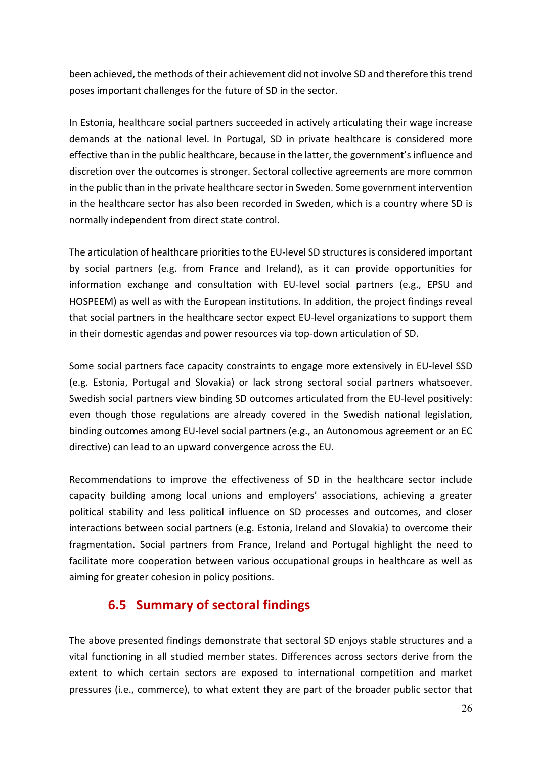been achieved, the methods of their achievement did not involve SD and therefore this trend poses important challenges for the future of SD in the sector.

In Estonia, healthcare social partners succeeded in actively articulating their wage increase demands at the national level. In Portugal, SD in private healthcare is considered more effective than in the public healthcare, because in the latter, the government's influence and discretion over the outcomes is stronger. Sectoral collective agreements are more common in the public than in the private healthcare sector in Sweden. Some government intervention in the healthcare sector has also been recorded in Sweden, which is a country where SD is normally independent from direct state control.

The articulation of healthcare priorities to the EU-level SD structures is considered important by social partners (e.g. from France and Ireland), as it can provide opportunities for information exchange and consultation with EU-level social partners (e.g., EPSU and HOSPEEM) as well as with the European institutions. In addition, the project findings reveal that social partners in the healthcare sector expect EU-level organizations to support them in their domestic agendas and power resources via top-down articulation of SD.

Some social partners face capacity constraints to engage more extensively in EU-level SSD (e.g. Estonia, Portugal and Slovakia) or lack strong sectoral social partners whatsoever. Swedish social partners view binding SD outcomes articulated from the EU-level positively: even though those regulations are already covered in the Swedish national legislation, binding outcomes among EU-level social partners (e.g., an Autonomous agreement or an EC directive) can lead to an upward convergence across the EU.

Recommendations to improve the effectiveness of SD in the healthcare sector include capacity building among local unions and employers' associations, achieving a greater political stability and less political influence on SD processes and outcomes, and closer interactions between social partners (e.g. Estonia, Ireland and Slovakia) to overcome their fragmentation. Social partners from France, Ireland and Portugal highlight the need to facilitate more cooperation between various occupational groups in healthcare as well as aiming for greater cohesion in policy positions.

## 6.5 Summary of sectoral findings

The above presented findings demonstrate that sectoral SD enjoys stable structures and a vital functioning in all studied member states. Differences across sectors derive from the extent to which certain sectors are exposed to international competition and market pressures (i.e., commerce), to what extent they are part of the broader public sector that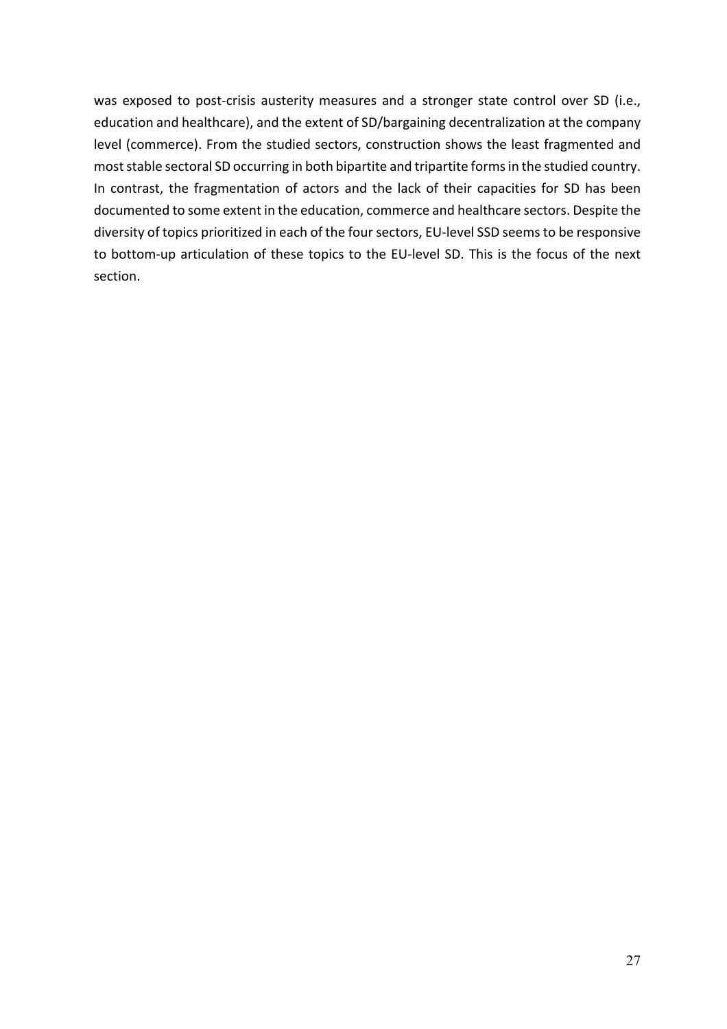was exposed to post-crisis austerity measures and a stronger state control over SD (i.e., education and healthcare), and the extent of SD/bargaining decentralization at the company level (commerce). From the studied sectors, construction shows the least fragmented and most stable sectoral SD occurring in both bipartite and tripartite forms in the studied country. In contrast, the fragmentation of actors and the lack of their capacities for SD has been documented to some extent in the education, commerce and healthcare sectors. Despite the diversity of topics prioritized in each of the four sectors, EU-level SSD seems to be responsive to bottom-up articulation of these topics to the EU-level SD. This is the focus of the next section.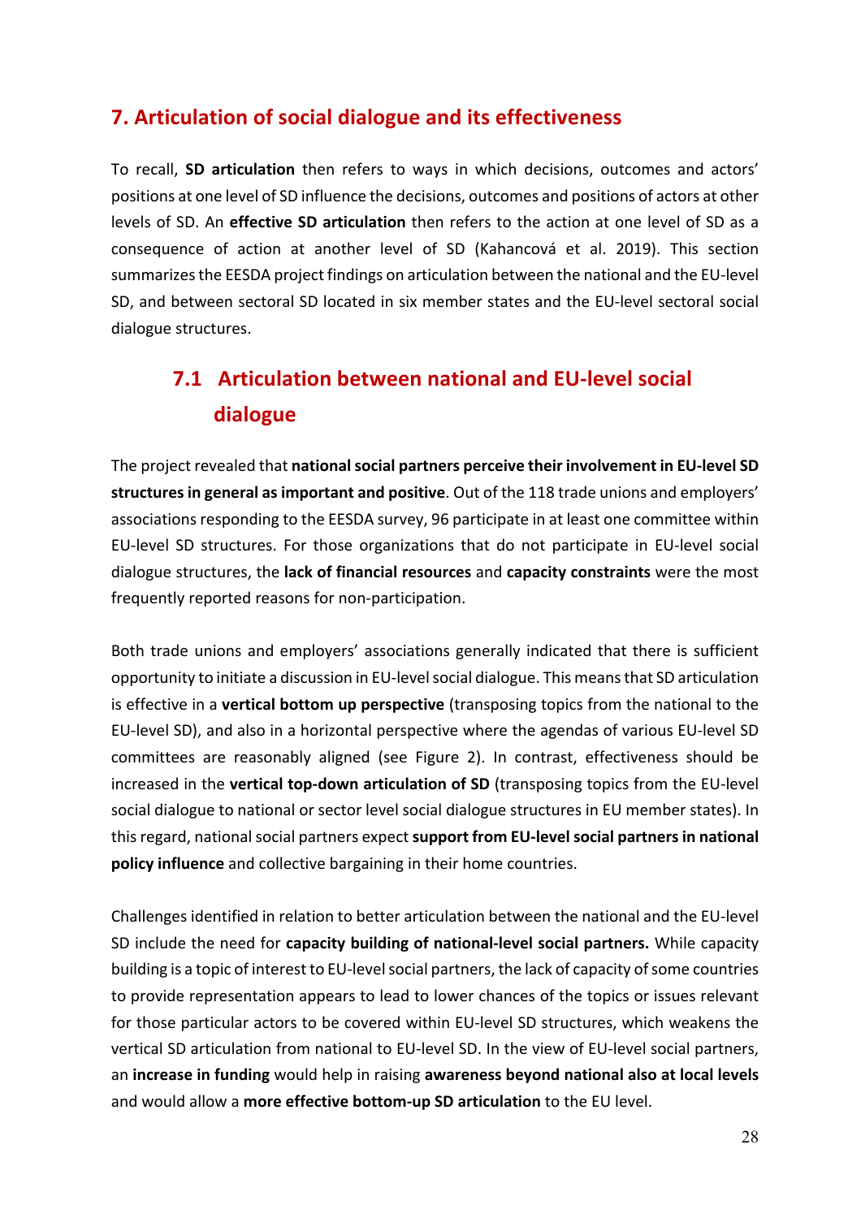## 7. Articulation of social dialogue and its effectiveness

To recall, **SD articulation** then refers to ways in which decisions, outcomes and actors' positions at one level of SD influence the decisions, outcomes and positions of actors at other levels of SD. An **effective SD articulation** then refers to the action at one level of SD as a consequence of action at another level of SD (Kahancová et al. 2019). This section summarizes the EESDA project findings on articulation between the national and the EU-level SD, and between sectoral SD located in six member states and the EU-level sectoral social dialogue structures.

### 7.1 Articulation between national and EU-level social dialogue

The project revealed that **national social partners perceive their involvement in EU-level SD structures in general as important and positive**. Out of the 118 trade unions and employers' associations responding to the EESDA survey, 96 participate in at least one committee within EU-level SD structures. For those organizations that do not participate in EU-level social dialogue structures, the **lack of financial resources** and **capacity constraints** were the most frequently reported reasons for non-participation.

Both trade unions and employers' associations generally indicated that there is sufficient opportunity to initiate a discussion in EU-level social dialogue. This means that SD articulation is effective in a **vertical bottom up perspective** (transposing topics from the national to the EU-level SD), and also in a horizontal perspective where the agendas of various EU-level SD committees are reasonably aligned (see Figure 2). In contrast, effectiveness should be increased in the **vertical top-down articulation of SD** (transposing topics from the EU-level social dialogue to national or sector level social dialogue structures in EU member states). In this regard, national social partners expect **support from EU-level social partners in national policy influence** and collective bargaining in their home countries.

Challenges identified in relation to better articulation between the national and the EU-level SD include the need for **capacity building of national-level social partners.** While capacity building is a topic of interest to EU-level social partners, the lack of capacity of some countries to provide representation appears to lead to lower chances of the topics or issues relevant for those particular actors to be covered within EU-level SD structures, which weakens the vertical SD articulation from national to EU-level SD. In the view of EU-level social partners, an **increase in funding** would help in raising **awareness beyond national also at local levels** and would allow a **more effective bottom-up SD articulation** to the EU level.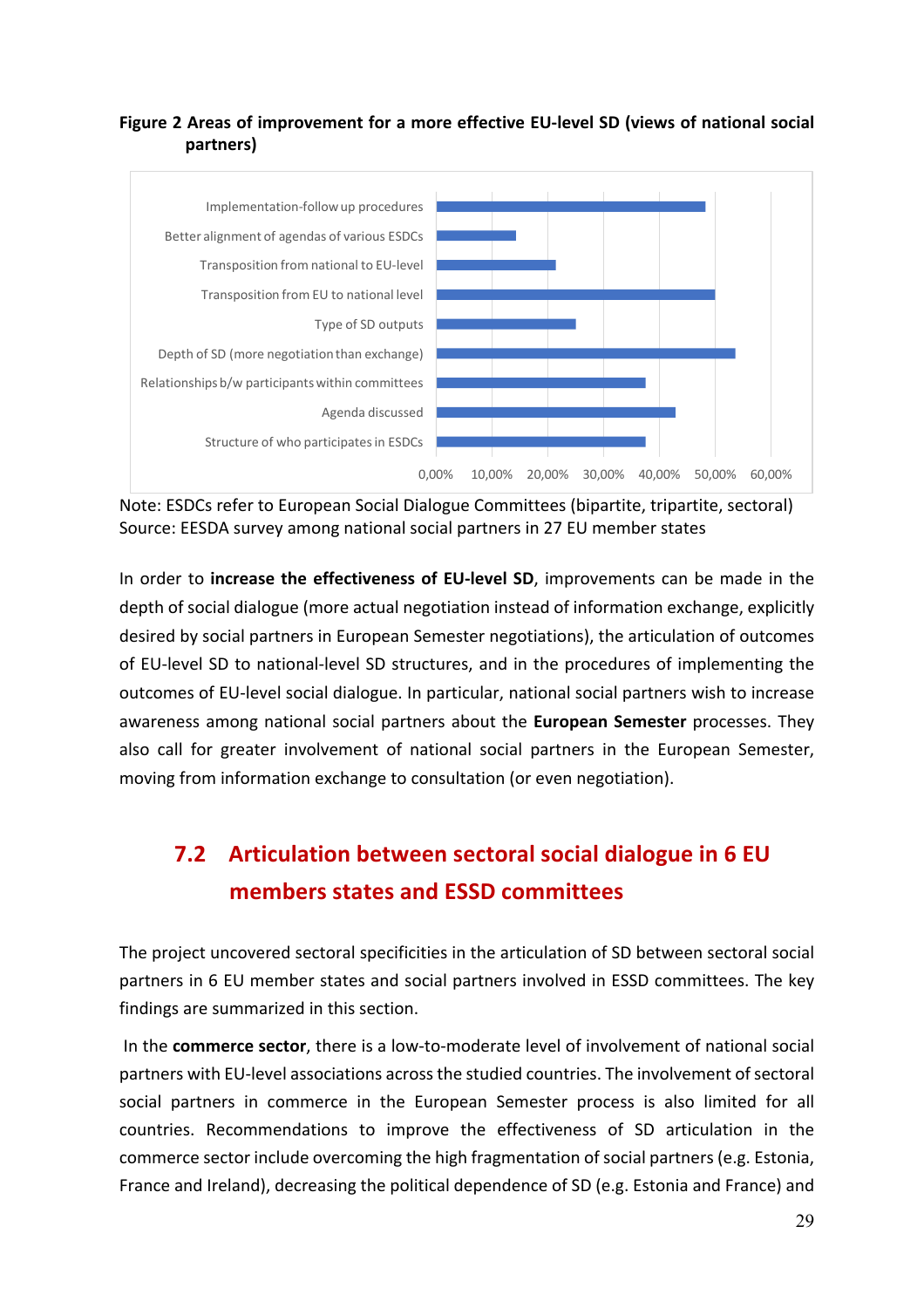**Figure 2 Areas of improvement for a more effective EU-level SD (views of national social partners)**

| Area | Approximate share |
|---|---|
| Implementation-follow up procedures | ~48% |
| Better alignment of agendas of various ESDCs | ~14% |
| Transposition from national to EU-level | ~21% |
| Transposition from EU to national level | ~50% |
| Type of SD outputs | ~25% |
| Depth of SD (more negotiation than exchange) | ~53% |
| Relationships b/w participants within committees | ~37% |
| Agenda discussed | ~43% |
| Structure of who participates in ESDCs | ~37% |

Note: ESDCs refer to European Social Dialogue Committees (bipartite, tripartite, sectoral)
Source: EESDA survey among national social partners in 27 EU member states

In order to **increase the effectiveness of EU-level SD**, improvements can be made in the depth of social dialogue (more actual negotiation instead of information exchange, explicitly desired by social partners in European Semester negotiations), the articulation of outcomes of EU-level SD to national-level SD structures, and in the procedures of implementing the outcomes of EU-level social dialogue. In particular, national social partners wish to increase awareness among national social partners about the **European Semester** processes. They also call for greater involvement of national social partners in the European Semester, moving from information exchange to consultation (or even negotiation).

## 7.2 Articulation between sectoral social dialogue in 6 EU members states and ESSD committees

The project uncovered sectoral specificities in the articulation of SD between sectoral social partners in 6 EU member states and social partners involved in ESSD committees. The key findings are summarized in this section.

In the **commerce sector**, there is a low-to-moderate level of involvement of national social partners with EU-level associations across the studied countries. The involvement of sectoral social partners in commerce in the European Semester process is also limited for all countries. Recommendations to improve the effectiveness of SD articulation in the commerce sector include overcoming the high fragmentation of social partners (e.g. Estonia, France and Ireland), decreasing the political dependence of SD (e.g. Estonia and France) and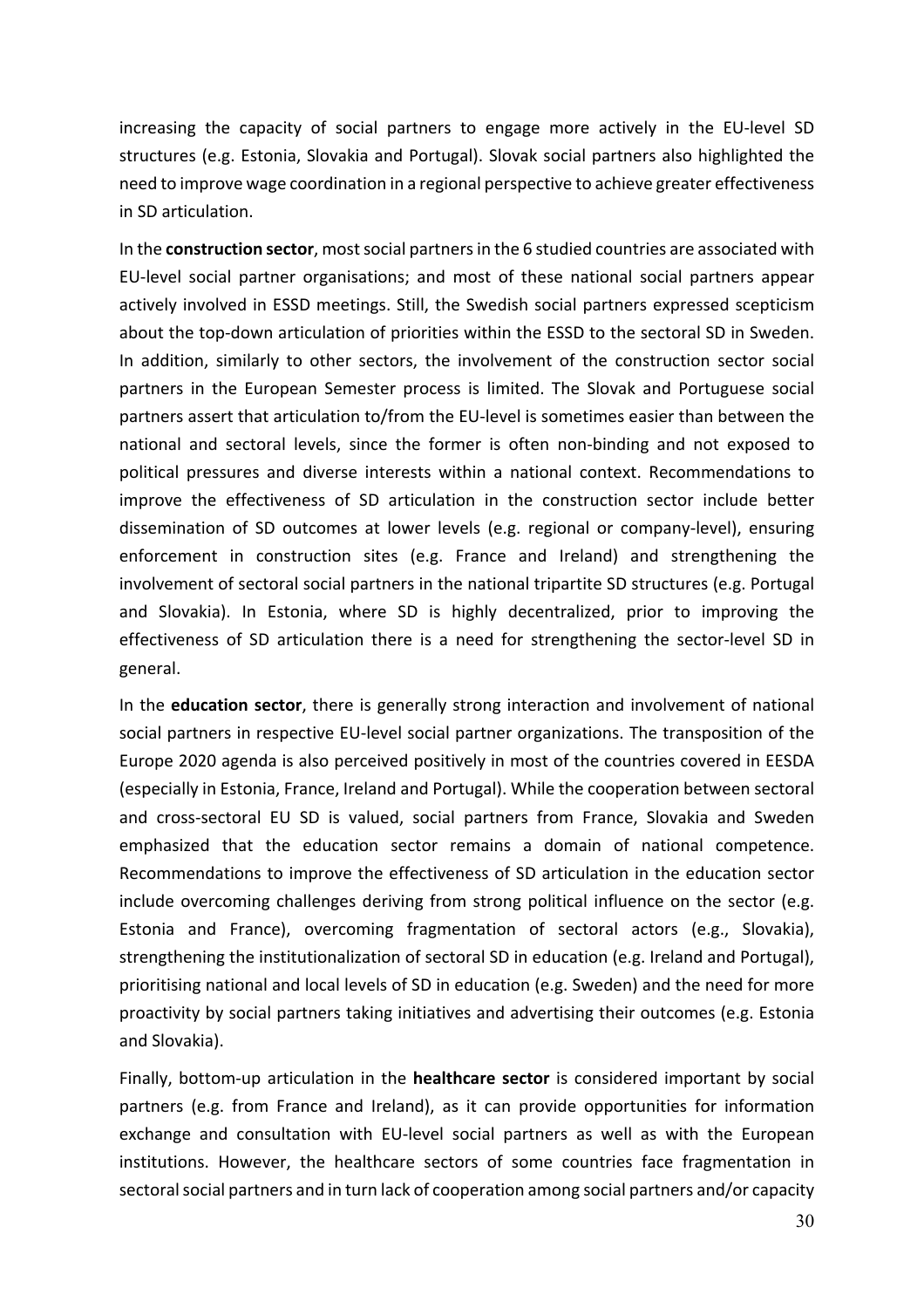increasing the capacity of social partners to engage more actively in the EU-level SD structures (e.g. Estonia, Slovakia and Portugal). Slovak social partners also highlighted the need to improve wage coordination in a regional perspective to achieve greater effectiveness in SD articulation.

In the **construction sector**, most social partners in the 6 studied countries are associated with EU-level social partner organisations; and most of these national social partners appear actively involved in ESSD meetings. Still, the Swedish social partners expressed scepticism about the top-down articulation of priorities within the ESSD to the sectoral SD in Sweden. In addition, similarly to other sectors, the involvement of the construction sector social partners in the European Semester process is limited. The Slovak and Portuguese social partners assert that articulation to/from the EU-level is sometimes easier than between the national and sectoral levels, since the former is often non-binding and not exposed to political pressures and diverse interests within a national context. Recommendations to improve the effectiveness of SD articulation in the construction sector include better dissemination of SD outcomes at lower levels (e.g. regional or company-level), ensuring enforcement in construction sites (e.g. France and Ireland) and strengthening the involvement of sectoral social partners in the national tripartite SD structures (e.g. Portugal and Slovakia). In Estonia, where SD is highly decentralized, prior to improving the effectiveness of SD articulation there is a need for strengthening the sector-level SD in general.

In the **education sector**, there is generally strong interaction and involvement of national social partners in respective EU-level social partner organizations. The transposition of the Europe 2020 agenda is also perceived positively in most of the countries covered in EESDA (especially in Estonia, France, Ireland and Portugal). While the cooperation between sectoral and cross-sectoral EU SD is valued, social partners from France, Slovakia and Sweden emphasized that the education sector remains a domain of national competence. Recommendations to improve the effectiveness of SD articulation in the education sector include overcoming challenges deriving from strong political influence on the sector (e.g. Estonia and France), overcoming fragmentation of sectoral actors (e.g., Slovakia), strengthening the institutionalization of sectoral SD in education (e.g. Ireland and Portugal), prioritising national and local levels of SD in education (e.g. Sweden) and the need for more proactivity by social partners taking initiatives and advertising their outcomes (e.g. Estonia and Slovakia).

Finally, bottom-up articulation in the **healthcare sector** is considered important by social partners (e.g. from France and Ireland), as it can provide opportunities for information exchange and consultation with EU-level social partners as well as with the European institutions. However, the healthcare sectors of some countries face fragmentation in sectoral social partners and in turn lack of cooperation among social partners and/or capacity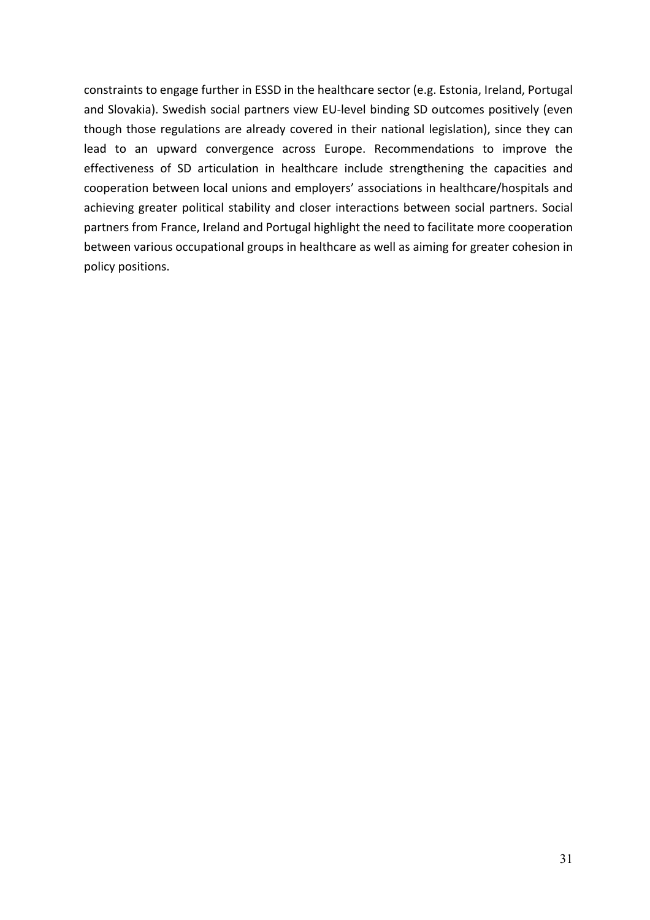constraints to engage further in ESSD in the healthcare sector (e.g. Estonia, Ireland, Portugal and Slovakia). Swedish social partners view EU-level binding SD outcomes positively (even though those regulations are already covered in their national legislation), since they can lead to an upward convergence across Europe. Recommendations to improve the effectiveness of SD articulation in healthcare include strengthening the capacities and cooperation between local unions and employers' associations in healthcare/hospitals and achieving greater political stability and closer interactions between social partners. Social partners from France, Ireland and Portugal highlight the need to facilitate more cooperation between various occupational groups in healthcare as well as aiming for greater cohesion in policy positions.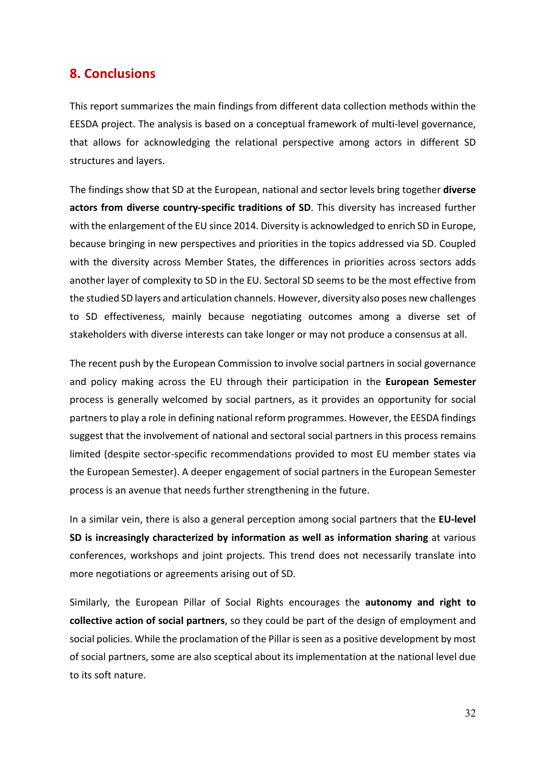## 8. Conclusions

This report summarizes the main findings from different data collection methods within the EESDA project. The analysis is based on a conceptual framework of multi-level governance, that allows for acknowledging the relational perspective among actors in different SD structures and layers.

The findings show that SD at the European, national and sector levels bring together **diverse actors from diverse country-specific traditions of SD**. This diversity has increased further with the enlargement of the EU since 2014. Diversity is acknowledged to enrich SD in Europe, because bringing in new perspectives and priorities in the topics addressed via SD. Coupled with the diversity across Member States, the differences in priorities across sectors adds another layer of complexity to SD in the EU. Sectoral SD seems to be the most effective from the studied SD layers and articulation channels. However, diversity also poses new challenges to SD effectiveness, mainly because negotiating outcomes among a diverse set of stakeholders with diverse interests can take longer or may not produce a consensus at all.

The recent push by the European Commission to involve social partners in social governance and policy making across the EU through their participation in the **European Semester** process is generally welcomed by social partners, as it provides an opportunity for social partners to play a role in defining national reform programmes. However, the EESDA findings suggest that the involvement of national and sectoral social partners in this process remains limited (despite sector-specific recommendations provided to most EU member states via the European Semester). A deeper engagement of social partners in the European Semester process is an avenue that needs further strengthening in the future.

In a similar vein, there is also a general perception among social partners that the **EU-level SD is increasingly characterized by information as well as information sharing** at various conferences, workshops and joint projects. This trend does not necessarily translate into more negotiations or agreements arising out of SD.

Similarly, the European Pillar of Social Rights encourages the **autonomy and right to collective action of social partners**, so they could be part of the design of employment and social policies. While the proclamation of the Pillar is seen as a positive development by most of social partners, some are also sceptical about its implementation at the national level due to its soft nature.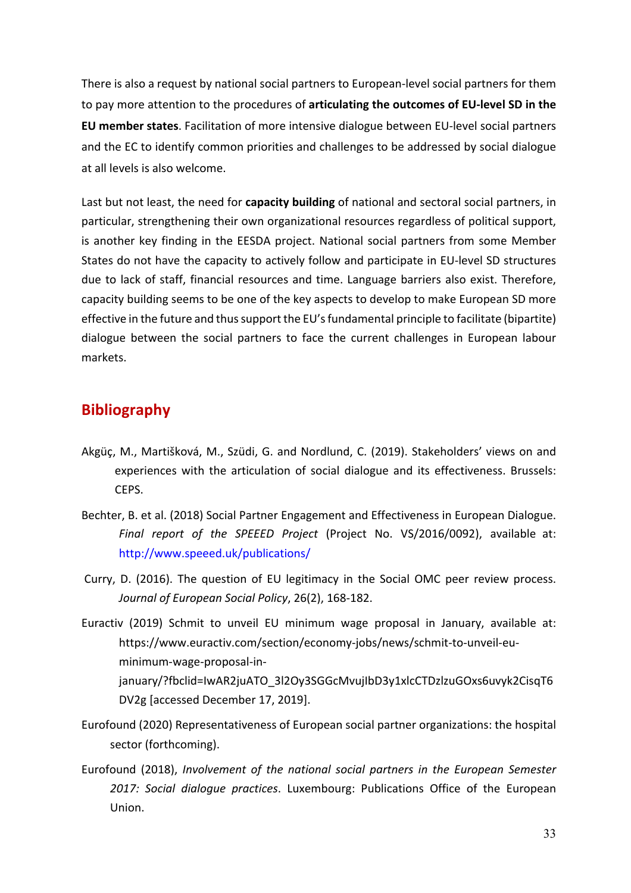There is also a request by national social partners to European-level social partners for them to pay more attention to the procedures of **articulating the outcomes of EU-level SD in the EU member states**. Facilitation of more intensive dialogue between EU-level social partners and the EC to identify common priorities and challenges to be addressed by social dialogue at all levels is also welcome.

Last but not least, the need for **capacity building** of national and sectoral social partners, in particular, strengthening their own organizational resources regardless of political support, is another key finding in the EESDA project. National social partners from some Member States do not have the capacity to actively follow and participate in EU-level SD structures due to lack of staff, financial resources and time. Language barriers also exist. Therefore, capacity building seems to be one of the key aspects to develop to make European SD more effective in the future and thus support the EU's fundamental principle to facilitate (bipartite) dialogue between the social partners to face the current challenges in European labour markets.

## Bibliography

Akgüç, M., Martišková, M., Szüdi, G. and Nordlund, C. (2019). Stakeholders' views on and experiences with the articulation of social dialogue and its effectiveness. Brussels: CEPS.

Bechter, B. et al. (2018) Social Partner Engagement and Effectiveness in European Dialogue. *Final report of the SPEEED Project* (Project No. VS/2016/0092), available at: http://www.speeed.uk/publications/

Curry, D. (2016). The question of EU legitimacy in the Social OMC peer review process. *Journal of European Social Policy*, 26(2), 168-182.

Euractiv (2019) Schmit to unveil EU minimum wage proposal in January, available at: https://www.euractiv.com/section/economy-jobs/news/schmit-to-unveil-eu-minimum-wage-proposal-in-january/?fbclid=IwAR2juATO_3l2Oy3SGGcMvujIbD3y1xlcCTDzlzuGOxs6uvyk2CisqT6DV2g [accessed December 17, 2019].

Eurofound (2020) Representativeness of European social partner organizations: the hospital sector (forthcoming).

Eurofound (2018), *Involvement of the national social partners in the European Semester 2017: Social dialogue practices*. Luxembourg: Publications Office of the European Union.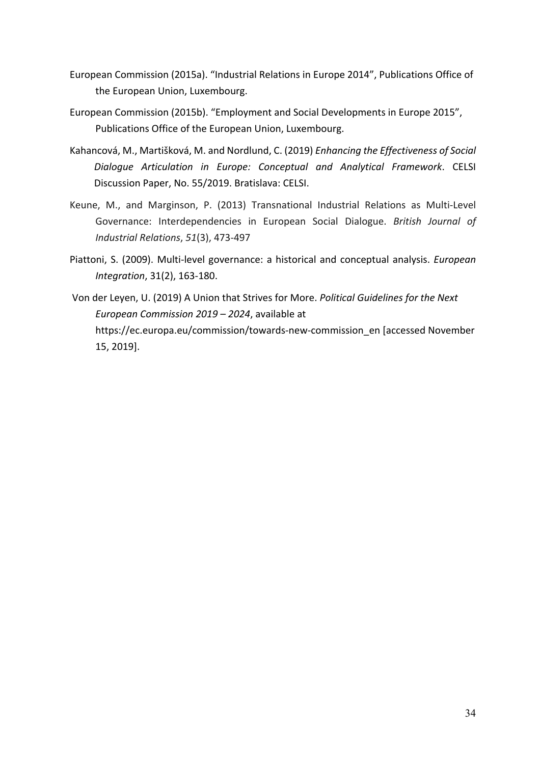European Commission (2015a). "Industrial Relations in Europe 2014", Publications Office of the European Union, Luxembourg.

European Commission (2015b). "Employment and Social Developments in Europe 2015", Publications Office of the European Union, Luxembourg.

Kahancová, M., Martišková, M. and Nordlund, C. (2019) *Enhancing the Effectiveness of Social Dialogue Articulation in Europe: Conceptual and Analytical Framework*. CELSI Discussion Paper, No. 55/2019. Bratislava: CELSI.

Keune, M., and Marginson, P. (2013) Transnational Industrial Relations as Multi-Level Governance: Interdependencies in European Social Dialogue. *British Journal of Industrial Relations*, *51*(3), 473-497

Piattoni, S. (2009). Multi-level governance: a historical and conceptual analysis. *European Integration*, 31(2), 163-180.

Von der Leyen, U. (2019) A Union that Strives for More. *Political Guidelines for the Next European Commission 2019 – 2024*, available at https://ec.europa.eu/commission/towards-new-commission_en [accessed November 15, 2019].